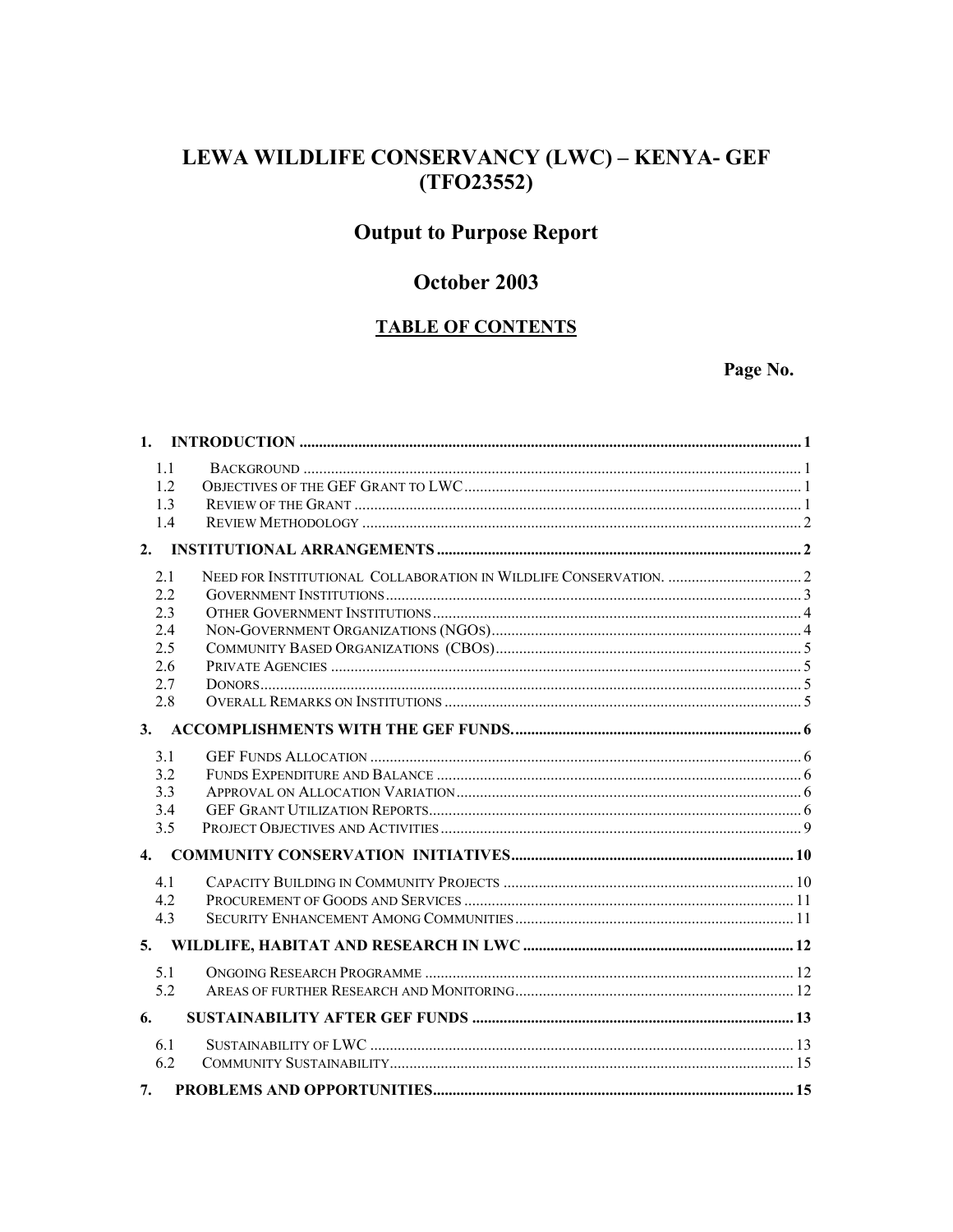# LEWA WILDLIFE CONSERVANCY (LWC) – KENYA- GEF (TFO23552)

## Output to Purpose Report

## October 2003

### TABLE OF CONTENTS

**Page No.**

**1. INTRODUCTION** ..... 1

- 1.1 BACKGROUND ..... 1
- 1.2 OBJECTIVES OF THE GEF GRANT TO LWC ..... 1
- 1.3 REVIEW OF THE GRANT ..... 1
- 1.4 REVIEW METHODOLOGY ..... 2

**2. INSTITUTIONAL ARRANGEMENTS** ..... 2

- 2.1 NEED FOR INSTITUTIONAL COLLABORATION IN WILDLIFE CONSERVATION. ..... 2
- 2.2 GOVERNMENT INSTITUTIONS ..... 3
- 2.3 OTHER GOVERNMENT INSTITUTIONS ..... 4
- 2.4 NON-GOVERNMENT ORGANIZATIONS (NGOS) ..... 4
- 2.5 COMMUNITY BASED ORGANIZATIONS (CBOS) ..... 5
- 2.6 PRIVATE AGENCIES ..... 5
- 2.7 DONORS ..... 5
- 2.8 OVERALL REMARKS ON INSTITUTIONS ..... 5

**3. ACCOMPLISHMENTS WITH THE GEF FUNDS.** ..... 6

- 3.1 GEF FUNDS ALLOCATION ..... 6
- 3.2 FUNDS EXPENDITURE AND BALANCE ..... 6
- 3.3 APPROVAL ON ALLOCATION VARIATION ..... 6
- 3.4 GEF GRANT UTILIZATION REPORTS ..... 6
- 3.5 PROJECT OBJECTIVES AND ACTIVITIES ..... 9

**4. COMMUNITY CONSERVATION INITIATIVES** ..... 10

- 4.1 CAPACITY BUILDING IN COMMUNITY PROJECTS ..... 10
- 4.2 PROCUREMENT OF GOODS AND SERVICES ..... 11
- 4.3 SECURITY ENHANCEMENT AMONG COMMUNITIES ..... 11

**5. WILDLIFE, HABITAT AND RESEARCH IN LWC** ..... 12

- 5.1 ONGOING RESEARCH PROGRAMME ..... 12
- 5.2 AREAS OF FURTHER RESEARCH AND MONITORING ..... 12

**6. SUSTAINABILITY AFTER GEF FUNDS** ..... 13

- 6.1 SUSTAINABILITY OF LWC ..... 13
- 6.2 COMMUNITY SUSTAINABILITY ..... 15

**7. PROBLEMS AND OPPORTUNITIES** ..... 15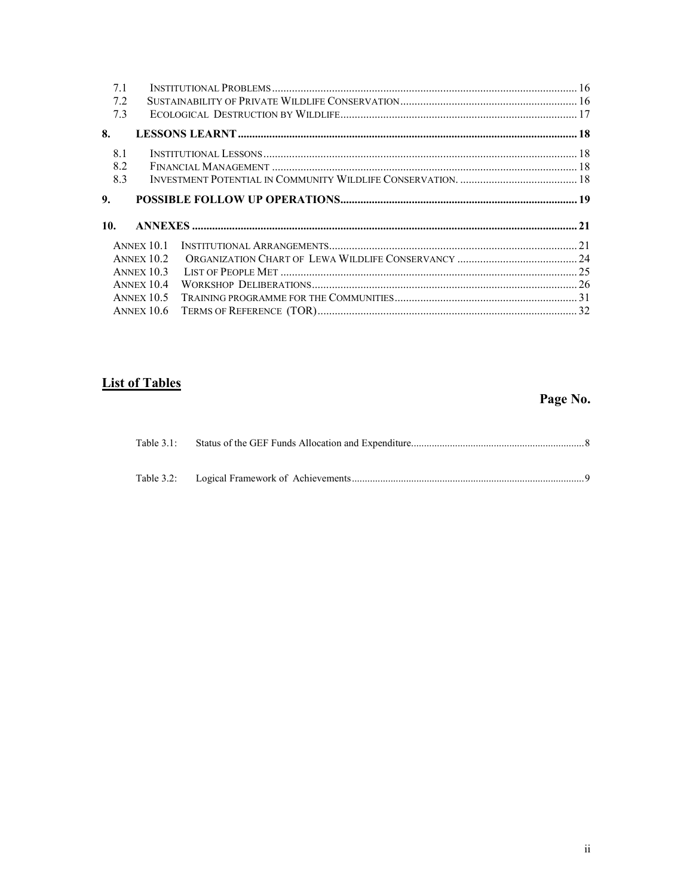7.1 INSTITUTIONAL PROBLEMS ........ 16
7.2 SUSTAINABILITY OF PRIVATE WILDLIFE CONSERVATION ........ 16
7.3 ECOLOGICAL DESTRUCTION BY WILDLIFE ........ 17

**8. LESSONS LEARNT ........ 18**

8.1 INSTITUTIONAL LESSONS ........ 18
8.2 FINANCIAL MANAGEMENT ........ 18
8.3 INVESTMENT POTENTIAL IN COMMUNITY WILDLIFE CONSERVATION. ........ 18

**9. POSSIBLE FOLLOW UP OPERATIONS ........ 19**

**10. ANNEXES ........ 21**

ANNEX 10.1 INSTITUTIONAL ARRANGEMENTS ........ 21
ANNEX 10.2 ORGANIZATION CHART OF LEWA WILDLIFE CONSERVANCY ........ 24
ANNEX 10.3 LIST OF PEOPLE MET ........ 25
ANNEX 10.4 WORKSHOP DELIBERATIONS ........ 26
ANNEX 10.5 TRAINING PROGRAMME FOR THE COMMUNITIES ........ 31
ANNEX 10.6 TERMS OF REFERENCE (TOR) ........ 32

## List of Tables

**Page No.**

Table 3.1: Status of the GEF Funds Allocation and Expenditure ........ 8

Table 3.2: Logical Framework of Achievements ........ 9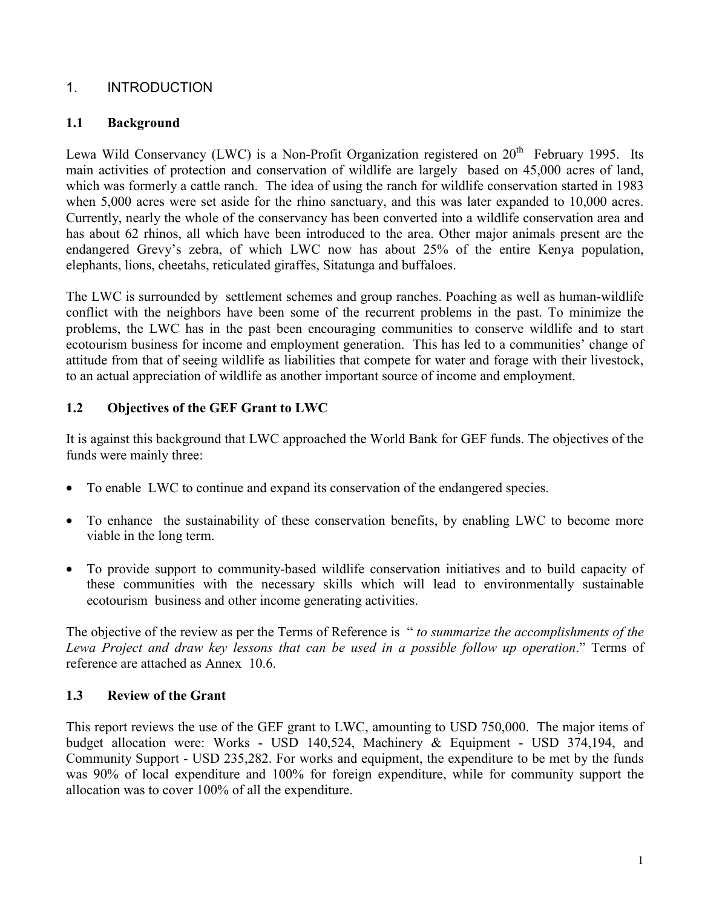# 1. INTRODUCTION

## 1.1 Background

Lewa Wild Conservancy (LWC) is a Non-Profit Organization registered on 20th February 1995. Its main activities of protection and conservation of wildlife are largely based on 45,000 acres of land, which was formerly a cattle ranch. The idea of using the ranch for wildlife conservation started in 1983 when 5,000 acres were set aside for the rhino sanctuary, and this was later expanded to 10,000 acres. Currently, nearly the whole of the conservancy has been converted into a wildlife conservation area and has about 62 rhinos, all which have been introduced to the area. Other major animals present are the endangered Grevy's zebra, of which LWC now has about 25% of the entire Kenya population, elephants, lions, cheetahs, reticulated giraffes, Sitatunga and buffaloes.

The LWC is surrounded by settlement schemes and group ranches. Poaching as well as human-wildlife conflict with the neighbors have been some of the recurrent problems in the past. To minimize the problems, the LWC has in the past been encouraging communities to conserve wildlife and to start ecotourism business for income and employment generation. This has led to a communities' change of attitude from that of seeing wildlife as liabilities that compete for water and forage with their livestock, to an actual appreciation of wildlife as another important source of income and employment.

## 1.2 Objectives of the GEF Grant to LWC

It is against this background that LWC approached the World Bank for GEF funds. The objectives of the funds were mainly three:

- To enable LWC to continue and expand its conservation of the endangered species.
- To enhance the sustainability of these conservation benefits, by enabling LWC to become more viable in the long term.
- To provide support to community-based wildlife conservation initiatives and to build capacity of these communities with the necessary skills which will lead to environmentally sustainable ecotourism business and other income generating activities.

The objective of the review as per the Terms of Reference is " *to summarize the accomplishments of the Lewa Project and draw key lessons that can be used in a possible follow up operation*." Terms of reference are attached as Annex 10.6.

## 1.3 Review of the Grant

This report reviews the use of the GEF grant to LWC, amounting to USD 750,000. The major items of budget allocation were: Works - USD 140,524, Machinery & Equipment - USD 374,194, and Community Support - USD 235,282. For works and equipment, the expenditure to be met by the funds was 90% of local expenditure and 100% for foreign expenditure, while for community support the allocation was to cover 100% of all the expenditure.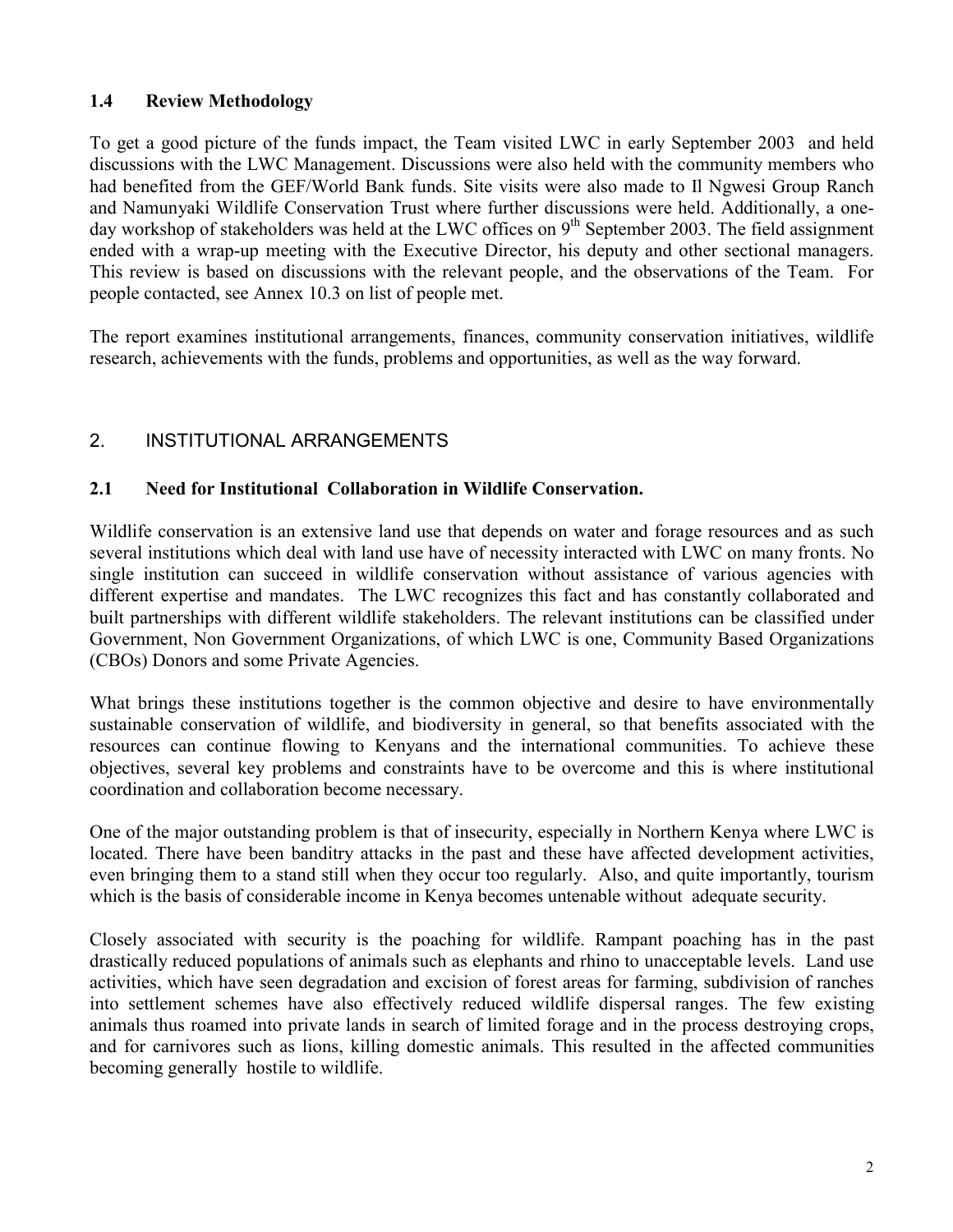### 1.4 Review Methodology

To get a good picture of the funds impact, the Team visited LWC in early September 2003 and held discussions with the LWC Management. Discussions were also held with the community members who had benefited from the GEF/World Bank funds. Site visits were also made to Il Ngwesi Group Ranch and Namunyaki Wildlife Conservation Trust where further discussions were held. Additionally, a one-day workshop of stakeholders was held at the LWC offices on 9th September 2003. The field assignment ended with a wrap-up meeting with the Executive Director, his deputy and other sectional managers. This review is based on discussions with the relevant people, and the observations of the Team. For people contacted, see Annex 10.3 on list of people met.

The report examines institutional arrangements, finances, community conservation initiatives, wildlife research, achievements with the funds, problems and opportunities, as well as the way forward.

## 2. INSTITUTIONAL ARRANGEMENTS

### 2.1 Need for Institutional Collaboration in Wildlife Conservation.

Wildlife conservation is an extensive land use that depends on water and forage resources and as such several institutions which deal with land use have of necessity interacted with LWC on many fronts. No single institution can succeed in wildlife conservation without assistance of various agencies with different expertise and mandates. The LWC recognizes this fact and has constantly collaborated and built partnerships with different wildlife stakeholders. The relevant institutions can be classified under Government, Non Government Organizations, of which LWC is one, Community Based Organizations (CBOs) Donors and some Private Agencies.

What brings these institutions together is the common objective and desire to have environmentally sustainable conservation of wildlife, and biodiversity in general, so that benefits associated with the resources can continue flowing to Kenyans and the international communities. To achieve these objectives, several key problems and constraints have to be overcome and this is where institutional coordination and collaboration become necessary.

One of the major outstanding problem is that of insecurity, especially in Northern Kenya where LWC is located. There have been banditry attacks in the past and these have affected development activities, even bringing them to a stand still when they occur too regularly. Also, and quite importantly, tourism which is the basis of considerable income in Kenya becomes untenable without adequate security.

Closely associated with security is the poaching for wildlife. Rampant poaching has in the past drastically reduced populations of animals such as elephants and rhino to unacceptable levels. Land use activities, which have seen degradation and excision of forest areas for farming, subdivision of ranches into settlement schemes have also effectively reduced wildlife dispersal ranges. The few existing animals thus roamed into private lands in search of limited forage and in the process destroying crops, and for carnivores such as lions, killing domestic animals. This resulted in the affected communities becoming generally hostile to wildlife.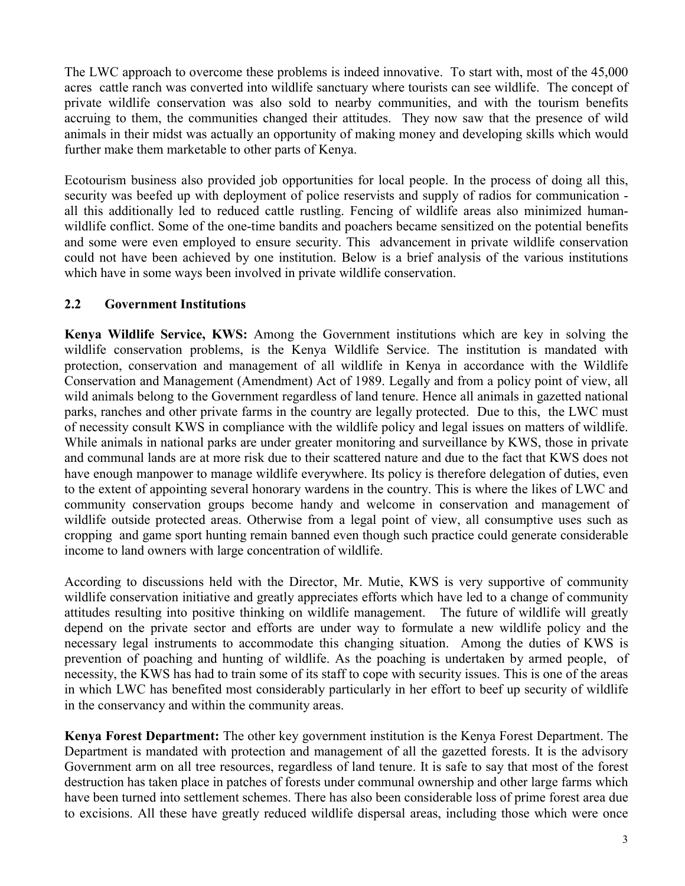The LWC approach to overcome these problems is indeed innovative. To start with, most of the 45,000 acres cattle ranch was converted into wildlife sanctuary where tourists can see wildlife. The concept of private wildlife conservation was also sold to nearby communities, and with the tourism benefits accruing to them, the communities changed their attitudes. They now saw that the presence of wild animals in their midst was actually an opportunity of making money and developing skills which would further make them marketable to other parts of Kenya.

Ecotourism business also provided job opportunities for local people. In the process of doing all this, security was beefed up with deployment of police reservists and supply of radios for communication - all this additionally led to reduced cattle rustling. Fencing of wildlife areas also minimized human-wildlife conflict. Some of the one-time bandits and poachers became sensitized on the potential benefits and some were even employed to ensure security. This advancement in private wildlife conservation could not have been achieved by one institution. Below is a brief analysis of the various institutions which have in some ways been involved in private wildlife conservation.

## 2.2 Government Institutions

**Kenya Wildlife Service, KWS:** Among the Government institutions which are key in solving the wildlife conservation problems, is the Kenya Wildlife Service. The institution is mandated with protection, conservation and management of all wildlife in Kenya in accordance with the Wildlife Conservation and Management (Amendment) Act of 1989. Legally and from a policy point of view, all wild animals belong to the Government regardless of land tenure. Hence all animals in gazetted national parks, ranches and other private farms in the country are legally protected. Due to this, the LWC must of necessity consult KWS in compliance with the wildlife policy and legal issues on matters of wildlife. While animals in national parks are under greater monitoring and surveillance by KWS, those in private and communal lands are at more risk due to their scattered nature and due to the fact that KWS does not have enough manpower to manage wildlife everywhere. Its policy is therefore delegation of duties, even to the extent of appointing several honorary wardens in the country. This is where the likes of LWC and community conservation groups become handy and welcome in conservation and management of wildlife outside protected areas. Otherwise from a legal point of view, all consumptive uses such as cropping and game sport hunting remain banned even though such practice could generate considerable income to land owners with large concentration of wildlife.

According to discussions held with the Director, Mr. Mutie, KWS is very supportive of community wildlife conservation initiative and greatly appreciates efforts which have led to a change of community attitudes resulting into positive thinking on wildlife management. The future of wildlife will greatly depend on the private sector and efforts are under way to formulate a new wildlife policy and the necessary legal instruments to accommodate this changing situation. Among the duties of KWS is prevention of poaching and hunting of wildlife. As the poaching is undertaken by armed people, of necessity, the KWS has had to train some of its staff to cope with security issues. This is one of the areas in which LWC has benefited most considerably particularly in her effort to beef up security of wildlife in the conservancy and within the community areas.

**Kenya Forest Department:** The other key government institution is the Kenya Forest Department. The Department is mandated with protection and management of all the gazetted forests. It is the advisory Government arm on all tree resources, regardless of land tenure. It is safe to say that most of the forest destruction has taken place in patches of forests under communal ownership and other large farms which have been turned into settlement schemes. There has also been considerable loss of prime forest area due to excisions. All these have greatly reduced wildlife dispersal areas, including those which were once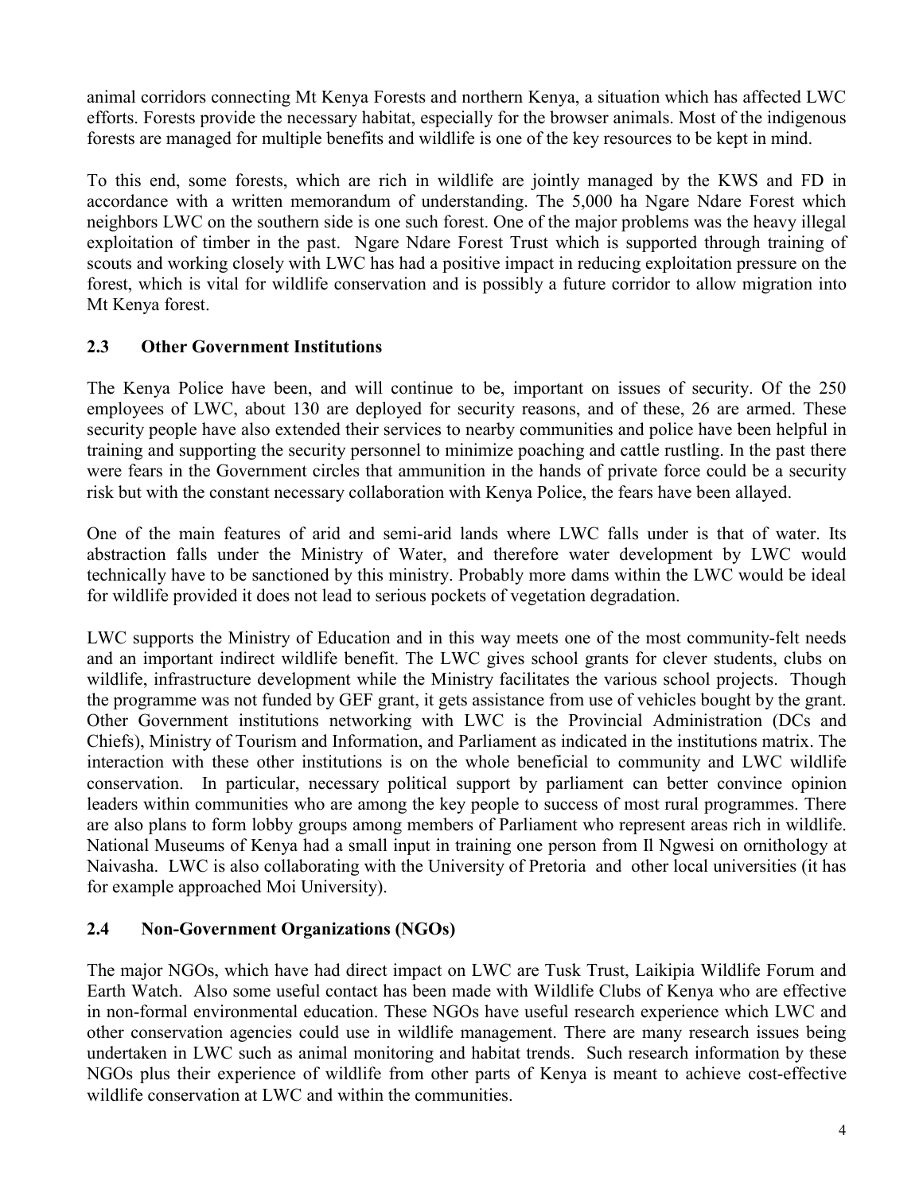animal corridors connecting Mt Kenya Forests and northern Kenya, a situation which has affected LWC efforts. Forests provide the necessary habitat, especially for the browser animals. Most of the indigenous forests are managed for multiple benefits and wildlife is one of the key resources to be kept in mind.

To this end, some forests, which are rich in wildlife are jointly managed by the KWS and FD in accordance with a written memorandum of understanding. The 5,000 ha Ngare Ndare Forest which neighbors LWC on the southern side is one such forest. One of the major problems was the heavy illegal exploitation of timber in the past. Ngare Ndare Forest Trust which is supported through training of scouts and working closely with LWC has had a positive impact in reducing exploitation pressure on the forest, which is vital for wildlife conservation and is possibly a future corridor to allow migration into Mt Kenya forest.

## 2.3 Other Government Institutions

The Kenya Police have been, and will continue to be, important on issues of security. Of the 250 employees of LWC, about 130 are deployed for security reasons, and of these, 26 are armed. These security people have also extended their services to nearby communities and police have been helpful in training and supporting the security personnel to minimize poaching and cattle rustling. In the past there were fears in the Government circles that ammunition in the hands of private force could be a security risk but with the constant necessary collaboration with Kenya Police, the fears have been allayed.

One of the main features of arid and semi-arid lands where LWC falls under is that of water. Its abstraction falls under the Ministry of Water, and therefore water development by LWC would technically have to be sanctioned by this ministry. Probably more dams within the LWC would be ideal for wildlife provided it does not lead to serious pockets of vegetation degradation.

LWC supports the Ministry of Education and in this way meets one of the most community-felt needs and an important indirect wildlife benefit. The LWC gives school grants for clever students, clubs on wildlife, infrastructure development while the Ministry facilitates the various school projects. Though the programme was not funded by GEF grant, it gets assistance from use of vehicles bought by the grant. Other Government institutions networking with LWC is the Provincial Administration (DCs and Chiefs), Ministry of Tourism and Information, and Parliament as indicated in the institutions matrix. The interaction with these other institutions is on the whole beneficial to community and LWC wildlife conservation. In particular, necessary political support by parliament can better convince opinion leaders within communities who are among the key people to success of most rural programmes. There are also plans to form lobby groups among members of Parliament who represent areas rich in wildlife. National Museums of Kenya had a small input in training one person from Il Ngwesi on ornithology at Naivasha. LWC is also collaborating with the University of Pretoria and other local universities (it has for example approached Moi University).

## 2.4 Non-Government Organizations (NGOs)

The major NGOs, which have had direct impact on LWC are Tusk Trust, Laikipia Wildlife Forum and Earth Watch. Also some useful contact has been made with Wildlife Clubs of Kenya who are effective in non-formal environmental education. These NGOs have useful research experience which LWC and other conservation agencies could use in wildlife management. There are many research issues being undertaken in LWC such as animal monitoring and habitat trends. Such research information by these NGOs plus their experience of wildlife from other parts of Kenya is meant to achieve cost-effective wildlife conservation at LWC and within the communities.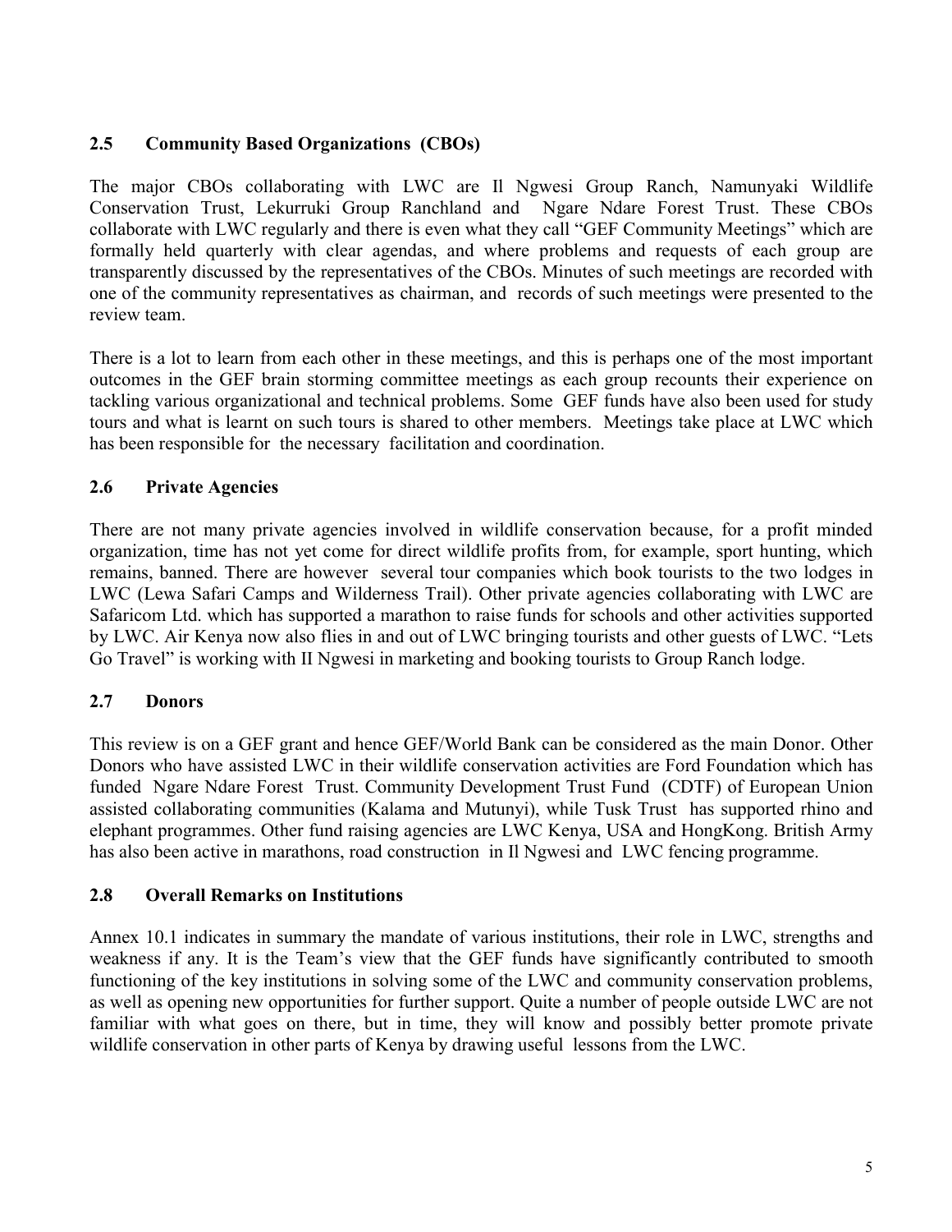## 2.5 Community Based Organizations (CBOs)

The major CBOs collaborating with LWC are Il Ngwesi Group Ranch, Namunyaki Wildlife Conservation Trust, Lekurruki Group Ranchland and Ngare Ndare Forest Trust. These CBOs collaborate with LWC regularly and there is even what they call "GEF Community Meetings" which are formally held quarterly with clear agendas, and where problems and requests of each group are transparently discussed by the representatives of the CBOs. Minutes of such meetings are recorded with one of the community representatives as chairman, and records of such meetings were presented to the review team.

There is a lot to learn from each other in these meetings, and this is perhaps one of the most important outcomes in the GEF brain storming committee meetings as each group recounts their experience on tackling various organizational and technical problems. Some GEF funds have also been used for study tours and what is learnt on such tours is shared to other members. Meetings take place at LWC which has been responsible for the necessary facilitation and coordination.

## 2.6 Private Agencies

There are not many private agencies involved in wildlife conservation because, for a profit minded organization, time has not yet come for direct wildlife profits from, for example, sport hunting, which remains, banned. There are however several tour companies which book tourists to the two lodges in LWC (Lewa Safari Camps and Wilderness Trail). Other private agencies collaborating with LWC are Safaricom Ltd. which has supported a marathon to raise funds for schools and other activities supported by LWC. Air Kenya now also flies in and out of LWC bringing tourists and other guests of LWC. "Lets Go Travel" is working with II Ngwesi in marketing and booking tourists to Group Ranch lodge.

## 2.7 Donors

This review is on a GEF grant and hence GEF/World Bank can be considered as the main Donor. Other Donors who have assisted LWC in their wildlife conservation activities are Ford Foundation which has funded Ngare Ndare Forest Trust. Community Development Trust Fund (CDTF) of European Union assisted collaborating communities (Kalama and Mutunyi), while Tusk Trust has supported rhino and elephant programmes. Other fund raising agencies are LWC Kenya, USA and HongKong. British Army has also been active in marathons, road construction in Il Ngwesi and LWC fencing programme.

## 2.8 Overall Remarks on Institutions

Annex 10.1 indicates in summary the mandate of various institutions, their role in LWC, strengths and weakness if any. It is the Team's view that the GEF funds have significantly contributed to smooth functioning of the key institutions in solving some of the LWC and community conservation problems, as well as opening new opportunities for further support. Quite a number of people outside LWC are not familiar with what goes on there, but in time, they will know and possibly better promote private wildlife conservation in other parts of Kenya by drawing useful lessons from the LWC.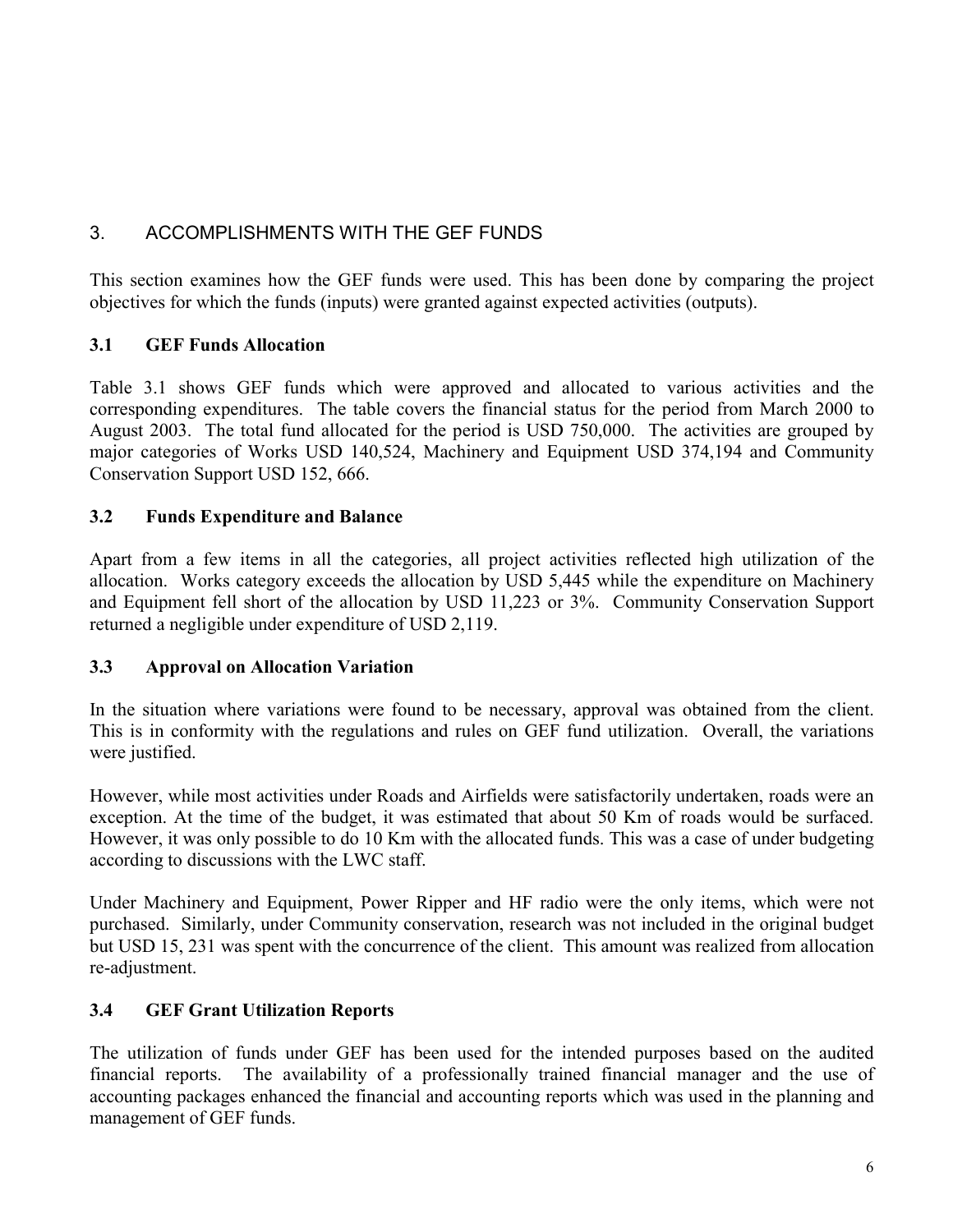# 3. ACCOMPLISHMENTS WITH THE GEF FUNDS

This section examines how the GEF funds were used. This has been done by comparing the project objectives for which the funds (inputs) were granted against expected activities (outputs).

## 3.1 GEF Funds Allocation

Table 3.1 shows GEF funds which were approved and allocated to various activities and the corresponding expenditures. The table covers the financial status for the period from March 2000 to August 2003. The total fund allocated for the period is USD 750,000. The activities are grouped by major categories of Works USD 140,524, Machinery and Equipment USD 374,194 and Community Conservation Support USD 152, 666.

## 3.2 Funds Expenditure and Balance

Apart from a few items in all the categories, all project activities reflected high utilization of the allocation. Works category exceeds the allocation by USD 5,445 while the expenditure on Machinery and Equipment fell short of the allocation by USD 11,223 or 3%. Community Conservation Support returned a negligible under expenditure of USD 2,119.

## 3.3 Approval on Allocation Variation

In the situation where variations were found to be necessary, approval was obtained from the client. This is in conformity with the regulations and rules on GEF fund utilization. Overall, the variations were justified.

However, while most activities under Roads and Airfields were satisfactorily undertaken, roads were an exception. At the time of the budget, it was estimated that about 50 Km of roads would be surfaced. However, it was only possible to do 10 Km with the allocated funds. This was a case of under budgeting according to discussions with the LWC staff.

Under Machinery and Equipment, Power Ripper and HF radio were the only items, which were not purchased. Similarly, under Community conservation, research was not included in the original budget but USD 15, 231 was spent with the concurrence of the client. This amount was realized from allocation re-adjustment.

## 3.4 GEF Grant Utilization Reports

The utilization of funds under GEF has been used for the intended purposes based on the audited financial reports. The availability of a professionally trained financial manager and the use of accounting packages enhanced the financial and accounting reports which was used in the planning and management of GEF funds.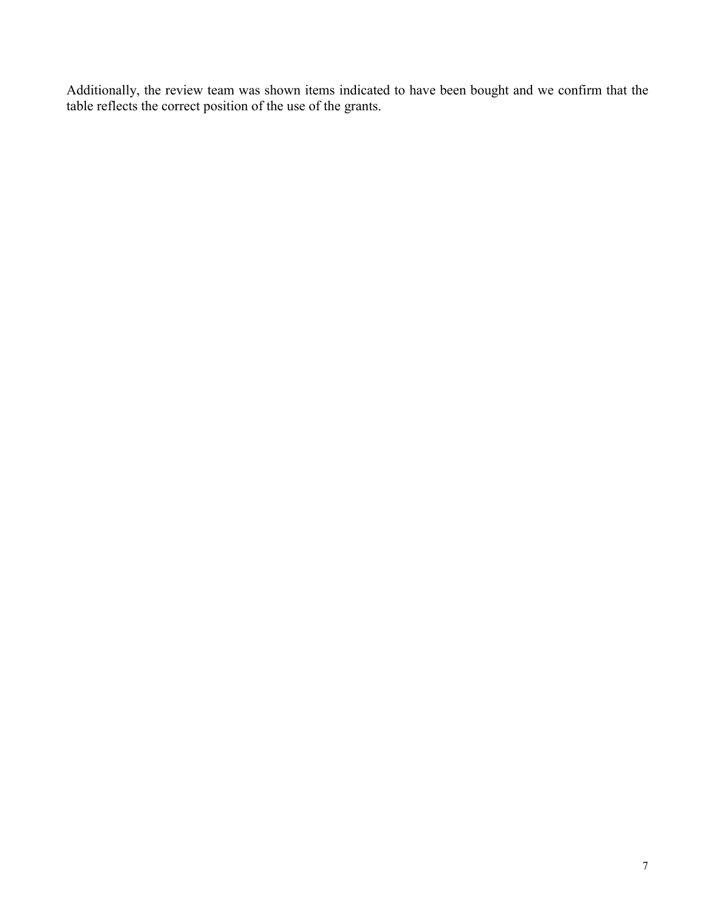Additionally, the review team was shown items indicated to have been bought and we confirm that the table reflects the correct position of the use of the grants.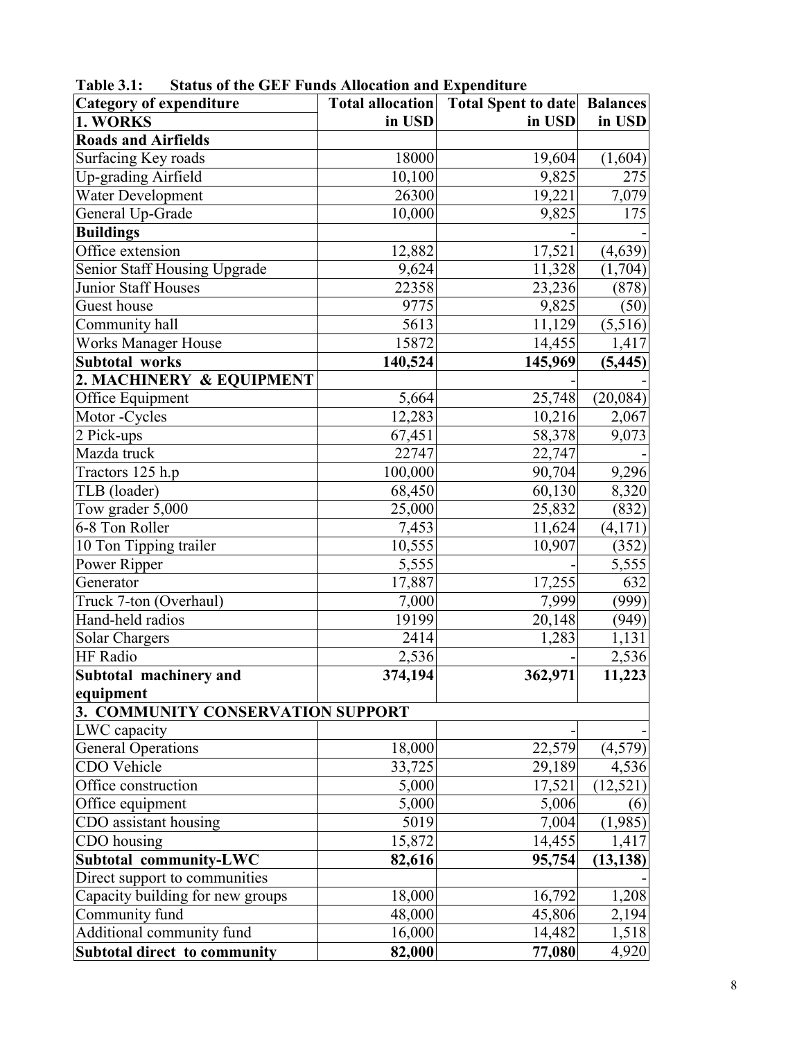**Table 3.1: Status of the GEF Funds Allocation and Expenditure**

| Category of expenditure | Total allocation in USD | Total Spent to date in USD | Balances in USD |
|---|---|---|---|
| **1. WORKS** | | | |
| **Roads and Airfields** | | | |
| Surfacing Key roads | 18000 | 19,604 | (1,604) |
| Up-grading Airfield | 10,100 | 9,825 | 275 |
| Water Development | 26300 | 19,221 | 7,079 |
| General Up-Grade | 10,000 | 9,825 | 175 |
| **Buildings** | | - | - |
| Office extension | 12,882 | 17,521 | (4,639) |
| Senior Staff Housing Upgrade | 9,624 | 11,328 | (1,704) |
| Junior Staff Houses | 22358 | 23,236 | (878) |
| Guest house | 9775 | 9,825 | (50) |
| Community hall | 5613 | 11,129 | (5,516) |
| Works Manager House | 15872 | 14,455 | 1,417 |
| **Subtotal works** | **140,524** | **145,969** | **(5,445)** |
| **2. MACHINERY & EQUIPMENT** | | - | - |
| Office Equipment | 5,664 | 25,748 | (20,084) |
| Motor -Cycles | 12,283 | 10,216 | 2,067 |
| 2 Pick-ups | 67,451 | 58,378 | 9,073 |
| Mazda truck | 22747 | 22,747 | - |
| Tractors 125 h.p | 100,000 | 90,704 | 9,296 |
| TLB (loader) | 68,450 | 60,130 | 8,320 |
| Tow grader 5,000 | 25,000 | 25,832 | (832) |
| 6-8 Ton Roller | 7,453 | 11,624 | (4,171) |
| 10 Ton Tipping trailer | 10,555 | 10,907 | (352) |
| Power Ripper | 5,555 | - | 5,555 |
| Generator | 17,887 | 17,255 | 632 |
| Truck 7-ton (Overhaul) | 7,000 | 7,999 | (999) |
| Hand-held radios | 19199 | 20,148 | (949) |
| Solar Chargers | 2414 | 1,283 | 1,131 |
| HF Radio | 2,536 | - | 2,536 |
| **Subtotal machinery and equipment** | **374,194** | **362,971** | **11,223** |
| **3. COMMUNITY CONSERVATION SUPPORT** | | | |
| LWC capacity | | - | - |
| General Operations | 18,000 | 22,579 | (4,579) |
| CDO Vehicle | 33,725 | 29,189 | 4,536 |
| Office construction | 5,000 | 17,521 | (12,521) |
| Office equipment | 5,000 | 5,006 | (6) |
| CDO assistant housing | 5019 | 7,004 | (1,985) |
| CDO housing | 15,872 | 14,455 | 1,417 |
| **Subtotal community-LWC** | **82,616** | **95,754** | **(13,138)** |
| Direct support to communities | | | - |
| Capacity building for new groups | 18,000 | 16,792 | 1,208 |
| Community fund | 48,000 | 45,806 | 2,194 |
| Additional community fund | 16,000 | 14,482 | 1,518 |
| **Subtotal direct to community** | **82,000** | **77,080** | 4,920 |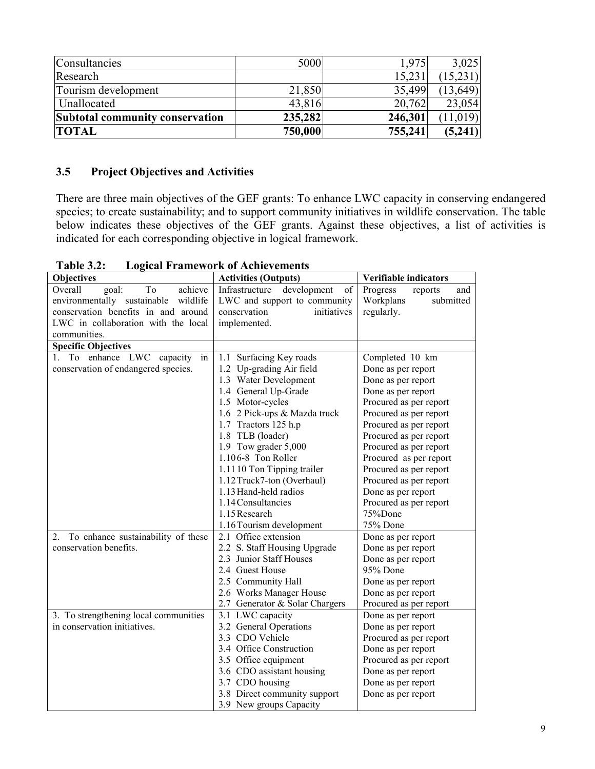| | | | |
|---|---|---|---|
| Consultancies | 5000 | 1,975 | 3,025 |
| Research | | 15,231 | (15,231) |
| Tourism development | 21,850 | 35,499 | (13,649) |
| Unallocated | 43,816 | 20,762 | 23,054 |
| **Subtotal community conservation** | **235,282** | **246,301** | (11,019) |
| **TOTAL** | **750,000** | **755,241** | **(5,241)** |

### 3.5 Project Objectives and Activities

There are three main objectives of the GEF grants: To enhance LWC capacity in conserving endangered species; to create sustainability; and to support community initiatives in wildlife conservation. The table below indicates these objectives of the GEF grants. Against these objectives, a list of activities is indicated for each corresponding objective in logical framework.

**Table 3.2: Logical Framework of Achievements**

| **Objectives** | **Activities (Outputs)** | **Verifiable indicators** |
|---|---|---|
| Overall goal: To achieve environmentally sustainable wildlife conservation benefits in and around LWC in collaboration with the local communities. | Infrastructure development of LWC and support to community conservation initiatives implemented. | Progress reports and Workplans submitted regularly. |
| **Specific Objectives** | | |
| 1. To enhance LWC capacity in conservation of endangered species. | 1.1 Surfacing Key roads | Completed 10 km |
| | 1.2 Up-grading Air field | Done as per report |
| | 1.3 Water Development | Done as per report |
| | 1.4 General Up-Grade | Done as per report |
| | 1.5 Motor-cycles | Procured as per report |
| | 1.6 2 Pick-ups & Mazda truck | Procured as per report |
| | 1.7 Tractors 125 h.p | Procured as per report |
| | 1.8 TLB (loader) | Procured as per report |
| | 1.9 Tow grader 5,000 | Procured as per report |
| | 1.10 6-8 Ton Roller | Procured as per report |
| | 1.11 10 Ton Tipping trailer | Procured as per report |
| | 1.12 Truck7-ton (Overhaul) | Procured as per report |
| | 1.13 Hand-held radios | Done as per report |
| | 1.14 Consultancies | Procured as per report |
| | 1.15 Research | 75%Done |
| | 1.16 Tourism development | 75% Done |
| 2. To enhance sustainability of these conservation benefits. | 2.1 Office extension | Done as per report |
| | 2.2 S. Staff Housing Upgrade | Done as per report |
| | 2.3 Junior Staff Houses | Done as per report |
| | 2.4 Guest House | 95% Done |
| | 2.5 Community Hall | Done as per report |
| | 2.6 Works Manager House | Done as per report |
| | 2.7 Generator & Solar Chargers | Procured as per report |
| 3. To strengthening local communities in conservation initiatives. | 3.1 LWC capacity | Done as per report |
| | 3.2 General Operations | Done as per report |
| | 3.3 CDO Vehicle | Procured as per report |
| | 3.4 Office Construction | Done as per report |
| | 3.5 Office equipment | Procured as per report |
| | 3.6 CDO assistant housing | Done as per report |
| | 3.7 CDO housing | Done as per report |
| | 3.8 Direct community support | Done as per report |
| | 3.9 New groups Capacity | |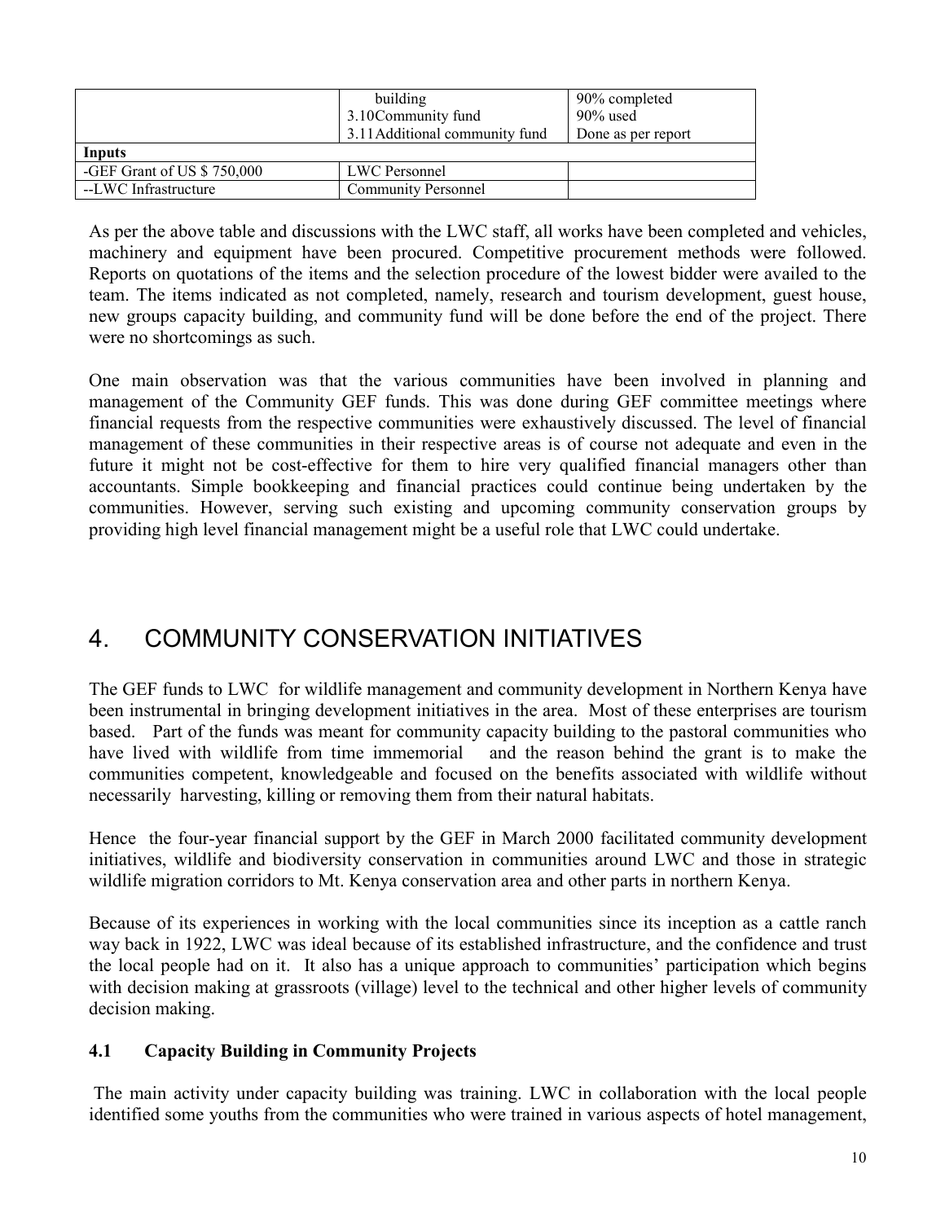| | | |
|---|---|---|
| | building<br>3.10Community fund<br>3.11Additional community fund | 90% completed<br>90% used<br>Done as per report |
| **Inputs** | | |
| -GEF Grant of US $ 750,000 | LWC Personnel | |
| --LWC Infrastructure | Community Personnel | |

As per the above table and discussions with the LWC staff, all works have been completed and vehicles, machinery and equipment have been procured. Competitive procurement methods were followed. Reports on quotations of the items and the selection procedure of the lowest bidder were availed to the team. The items indicated as not completed, namely, research and tourism development, guest house, new groups capacity building, and community fund will be done before the end of the project. There were no shortcomings as such.

One main observation was that the various communities have been involved in planning and management of the Community GEF funds. This was done during GEF committee meetings where financial requests from the respective communities were exhaustively discussed. The level of financial management of these communities in their respective areas is of course not adequate and even in the future it might not be cost-effective for them to hire very qualified financial managers other than accountants. Simple bookkeeping and financial practices could continue being undertaken by the communities. However, serving such existing and upcoming community conservation groups by providing high level financial management might be a useful role that LWC could undertake.

# 4. COMMUNITY CONSERVATION INITIATIVES

The GEF funds to LWC for wildlife management and community development in Northern Kenya have been instrumental in bringing development initiatives in the area. Most of these enterprises are tourism based. Part of the funds was meant for community capacity building to the pastoral communities who have lived with wildlife from time immemorial and the reason behind the grant is to make the communities competent, knowledgeable and focused on the benefits associated with wildlife without necessarily harvesting, killing or removing them from their natural habitats.

Hence the four-year financial support by the GEF in March 2000 facilitated community development initiatives, wildlife and biodiversity conservation in communities around LWC and those in strategic wildlife migration corridors to Mt. Kenya conservation area and other parts in northern Kenya.

Because of its experiences in working with the local communities since its inception as a cattle ranch way back in 1922, LWC was ideal because of its established infrastructure, and the confidence and trust the local people had on it. It also has a unique approach to communities' participation which begins with decision making at grassroots (village) level to the technical and other higher levels of community decision making.

## 4.1 Capacity Building in Community Projects

The main activity under capacity building was training. LWC in collaboration with the local people identified some youths from the communities who were trained in various aspects of hotel management,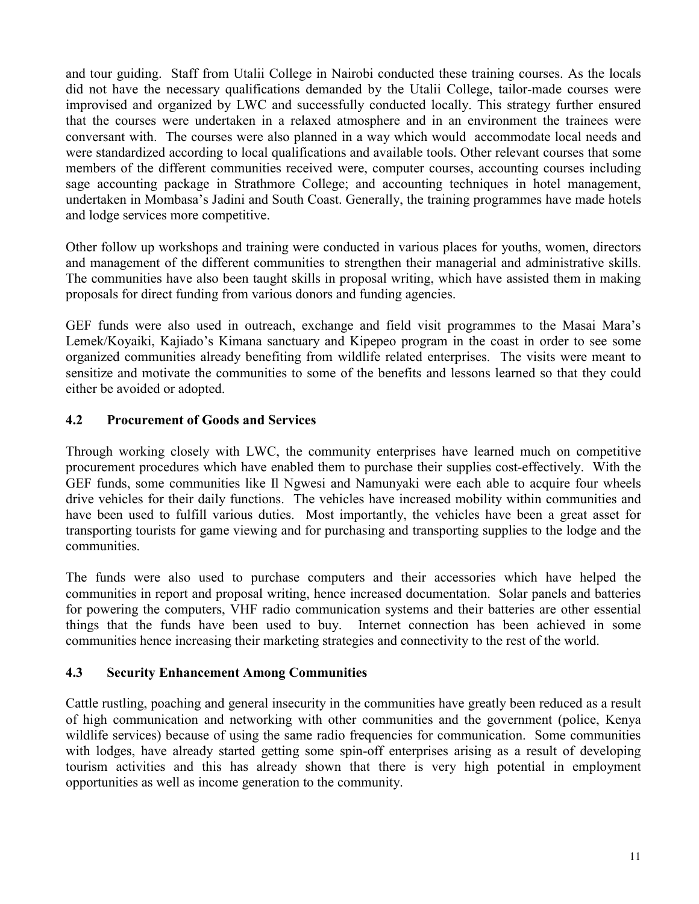and tour guiding. Staff from Utalii College in Nairobi conducted these training courses. As the locals did not have the necessary qualifications demanded by the Utalii College, tailor-made courses were improvised and organized by LWC and successfully conducted locally. This strategy further ensured that the courses were undertaken in a relaxed atmosphere and in an environment the trainees were conversant with. The courses were also planned in a way which would accommodate local needs and were standardized according to local qualifications and available tools. Other relevant courses that some members of the different communities received were, computer courses, accounting courses including sage accounting package in Strathmore College; and accounting techniques in hotel management, undertaken in Mombasa's Jadini and South Coast. Generally, the training programmes have made hotels and lodge services more competitive.

Other follow up workshops and training were conducted in various places for youths, women, directors and management of the different communities to strengthen their managerial and administrative skills. The communities have also been taught skills in proposal writing, which have assisted them in making proposals for direct funding from various donors and funding agencies.

GEF funds were also used in outreach, exchange and field visit programmes to the Masai Mara's Lemek/Koyaiki, Kajiado's Kimana sanctuary and Kipepeo program in the coast in order to see some organized communities already benefiting from wildlife related enterprises. The visits were meant to sensitize and motivate the communities to some of the benefits and lessons learned so that they could either be avoided or adopted.

## 4.2 Procurement of Goods and Services

Through working closely with LWC, the community enterprises have learned much on competitive procurement procedures which have enabled them to purchase their supplies cost-effectively. With the GEF funds, some communities like Il Ngwesi and Namunyaki were each able to acquire four wheels drive vehicles for their daily functions. The vehicles have increased mobility within communities and have been used to fulfill various duties. Most importantly, the vehicles have been a great asset for transporting tourists for game viewing and for purchasing and transporting supplies to the lodge and the communities.

The funds were also used to purchase computers and their accessories which have helped the communities in report and proposal writing, hence increased documentation. Solar panels and batteries for powering the computers, VHF radio communication systems and their batteries are other essential things that the funds have been used to buy. Internet connection has been achieved in some communities hence increasing their marketing strategies and connectivity to the rest of the world.

## 4.3 Security Enhancement Among Communities

Cattle rustling, poaching and general insecurity in the communities have greatly been reduced as a result of high communication and networking with other communities and the government (police, Kenya wildlife services) because of using the same radio frequencies for communication. Some communities with lodges, have already started getting some spin-off enterprises arising as a result of developing tourism activities and this has already shown that there is very high potential in employment opportunities as well as income generation to the community.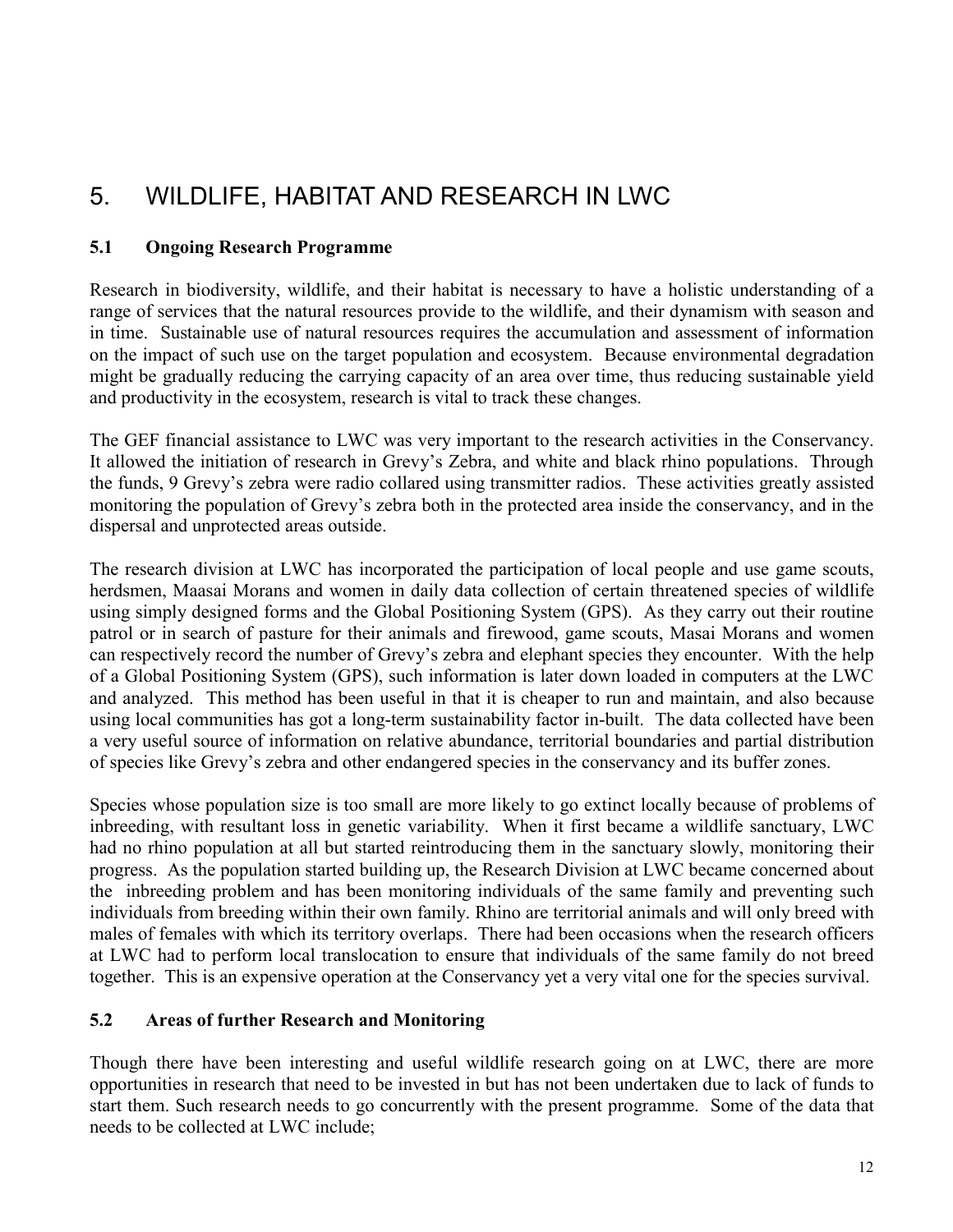# 5. WILDLIFE, HABITAT AND RESEARCH IN LWC

## 5.1 Ongoing Research Programme

Research in biodiversity, wildlife, and their habitat is necessary to have a holistic understanding of a range of services that the natural resources provide to the wildlife, and their dynamism with season and in time. Sustainable use of natural resources requires the accumulation and assessment of information on the impact of such use on the target population and ecosystem. Because environmental degradation might be gradually reducing the carrying capacity of an area over time, thus reducing sustainable yield and productivity in the ecosystem, research is vital to track these changes.

The GEF financial assistance to LWC was very important to the research activities in the Conservancy. It allowed the initiation of research in Grevy's Zebra, and white and black rhino populations. Through the funds, 9 Grevy's zebra were radio collared using transmitter radios. These activities greatly assisted monitoring the population of Grevy's zebra both in the protected area inside the conservancy, and in the dispersal and unprotected areas outside.

The research division at LWC has incorporated the participation of local people and use game scouts, herdsmen, Maasai Morans and women in daily data collection of certain threatened species of wildlife using simply designed forms and the Global Positioning System (GPS). As they carry out their routine patrol or in search of pasture for their animals and firewood, game scouts, Masai Morans and women can respectively record the number of Grevy's zebra and elephant species they encounter. With the help of a Global Positioning System (GPS), such information is later down loaded in computers at the LWC and analyzed. This method has been useful in that it is cheaper to run and maintain, and also because using local communities has got a long-term sustainability factor in-built. The data collected have been a very useful source of information on relative abundance, territorial boundaries and partial distribution of species like Grevy's zebra and other endangered species in the conservancy and its buffer zones.

Species whose population size is too small are more likely to go extinct locally because of problems of inbreeding, with resultant loss in genetic variability. When it first became a wildlife sanctuary, LWC had no rhino population at all but started reintroducing them in the sanctuary slowly, monitoring their progress. As the population started building up, the Research Division at LWC became concerned about the inbreeding problem and has been monitoring individuals of the same family and preventing such individuals from breeding within their own family. Rhino are territorial animals and will only breed with males of females with which its territory overlaps. There had been occasions when the research officers at LWC had to perform local translocation to ensure that individuals of the same family do not breed together. This is an expensive operation at the Conservancy yet a very vital one for the species survival.

## 5.2 Areas of further Research and Monitoring

Though there have been interesting and useful wildlife research going on at LWC, there are more opportunities in research that need to be invested in but has not been undertaken due to lack of funds to start them. Such research needs to go concurrently with the present programme. Some of the data that needs to be collected at LWC include;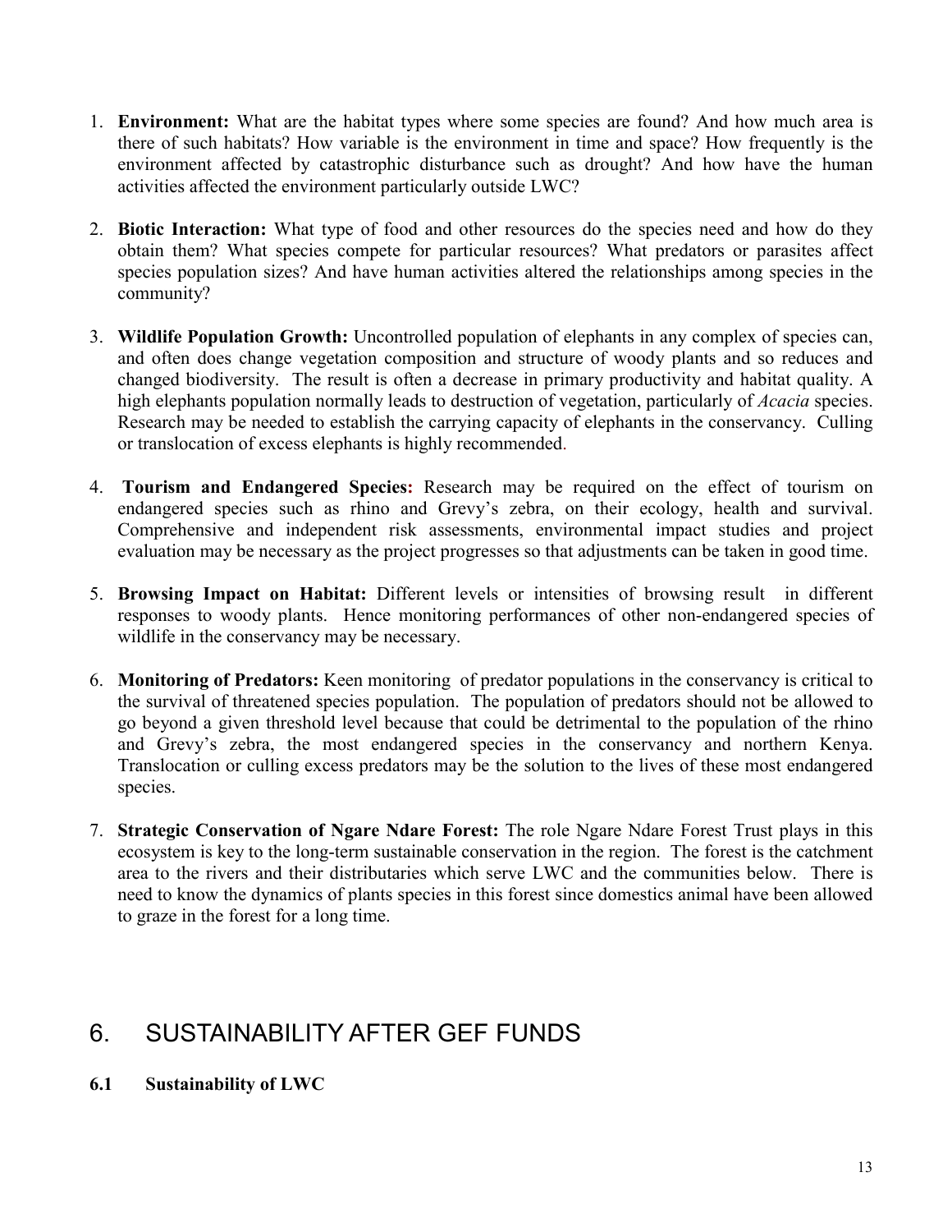1. **Environment:** What are the habitat types where some species are found? And how much area is there of such habitats? How variable is the environment in time and space? How frequently is the environment affected by catastrophic disturbance such as drought? And how have the human activities affected the environment particularly outside LWC?

2. **Biotic Interaction:** What type of food and other resources do the species need and how do they obtain them? What species compete for particular resources? What predators or parasites affect species population sizes? And have human activities altered the relationships among species in the community?

3. **Wildlife Population Growth:** Uncontrolled population of elephants in any complex of species can, and often does change vegetation composition and structure of woody plants and so reduces and changed biodiversity. The result is often a decrease in primary productivity and habitat quality. A high elephants population normally leads to destruction of vegetation, particularly of *Acacia* species. Research may be needed to establish the carrying capacity of elephants in the conservancy. Culling or translocation of excess elephants is highly recommended.

4. **Tourism and Endangered Species:** Research may be required on the effect of tourism on endangered species such as rhino and Grevy's zebra, on their ecology, health and survival. Comprehensive and independent risk assessments, environmental impact studies and project evaluation may be necessary as the project progresses so that adjustments can be taken in good time.

5. **Browsing Impact on Habitat:** Different levels or intensities of browsing result in different responses to woody plants. Hence monitoring performances of other non-endangered species of wildlife in the conservancy may be necessary.

6. **Monitoring of Predators:** Keen monitoring of predator populations in the conservancy is critical to the survival of threatened species population. The population of predators should not be allowed to go beyond a given threshold level because that could be detrimental to the population of the rhino and Grevy's zebra, the most endangered species in the conservancy and northern Kenya. Translocation or culling excess predators may be the solution to the lives of these most endangered species.

7. **Strategic Conservation of Ngare Ndare Forest:** The role Ngare Ndare Forest Trust plays in this ecosystem is key to the long-term sustainable conservation in the region. The forest is the catchment area to the rivers and their distributaries which serve LWC and the communities below. There is need to know the dynamics of plants species in this forest since domestics animal have been allowed to graze in the forest for a long time.

# 6. SUSTAINABILITY AFTER GEF FUNDS

## 6.1 Sustainability of LWC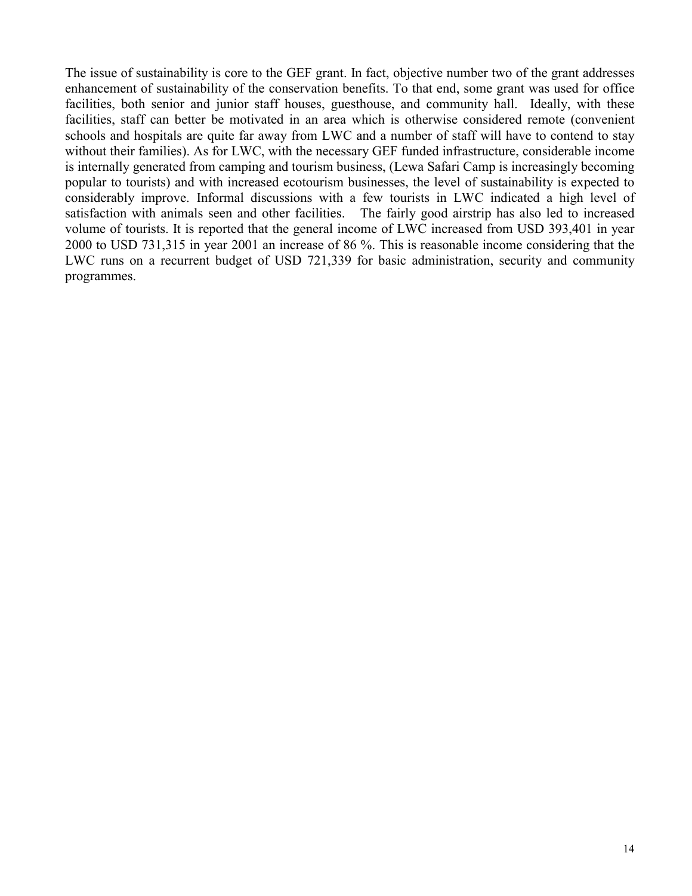The issue of sustainability is core to the GEF grant. In fact, objective number two of the grant addresses enhancement of sustainability of the conservation benefits. To that end, some grant was used for office facilities, both senior and junior staff houses, guesthouse, and community hall. Ideally, with these facilities, staff can better be motivated in an area which is otherwise considered remote (convenient schools and hospitals are quite far away from LWC and a number of staff will have to contend to stay without their families). As for LWC, with the necessary GEF funded infrastructure, considerable income is internally generated from camping and tourism business, (Lewa Safari Camp is increasingly becoming popular to tourists) and with increased ecotourism businesses, the level of sustainability is expected to considerably improve. Informal discussions with a few tourists in LWC indicated a high level of satisfaction with animals seen and other facilities. The fairly good airstrip has also led to increased volume of tourists. It is reported that the general income of LWC increased from USD 393,401 in year 2000 to USD 731,315 in year 2001 an increase of 86 %. This is reasonable income considering that the LWC runs on a recurrent budget of USD 721,339 for basic administration, security and community programmes.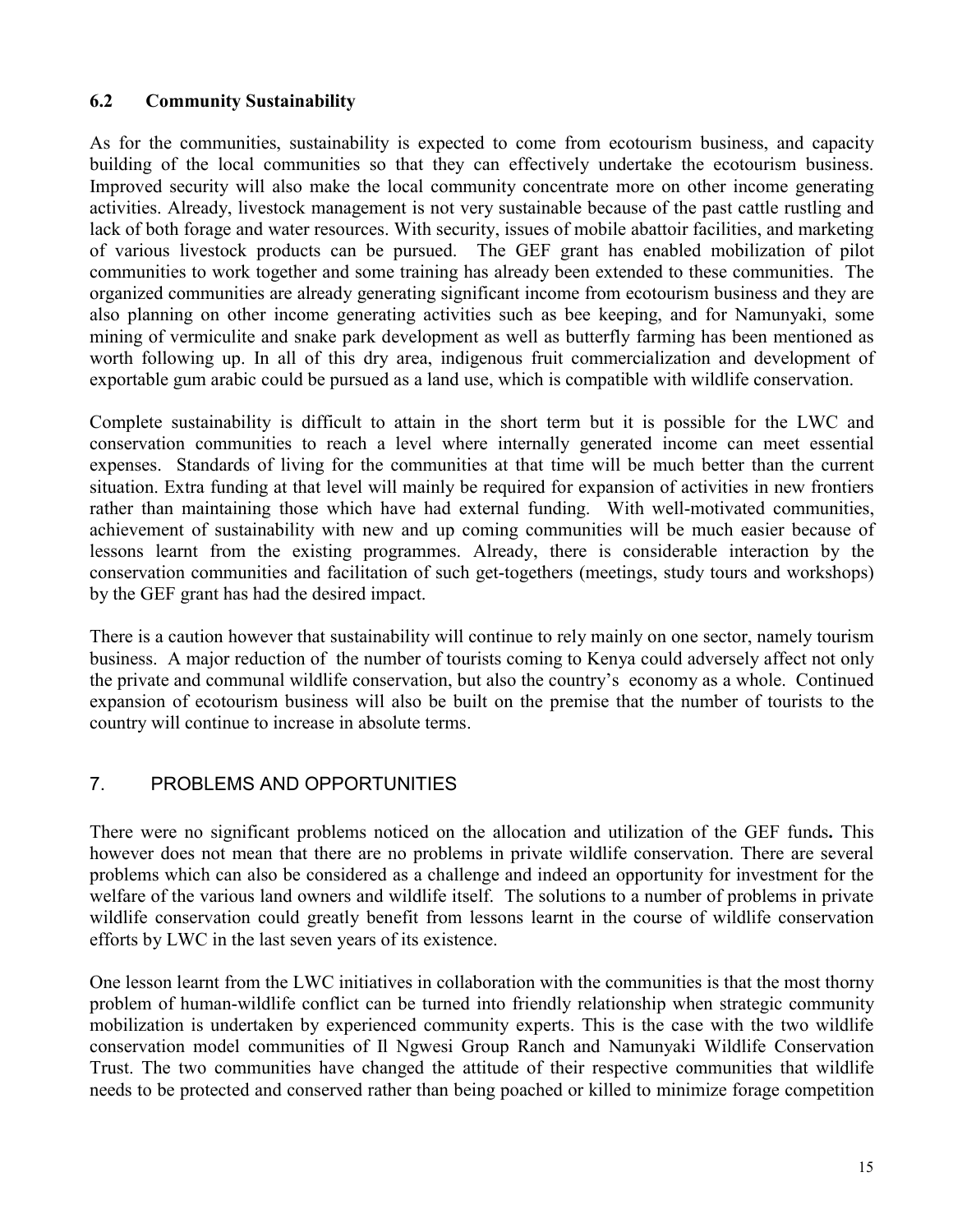### 6.2 Community Sustainability

As for the communities, sustainability is expected to come from ecotourism business, and capacity building of the local communities so that they can effectively undertake the ecotourism business. Improved security will also make the local community concentrate more on other income generating activities. Already, livestock management is not very sustainable because of the past cattle rustling and lack of both forage and water resources. With security, issues of mobile abattoir facilities, and marketing of various livestock products can be pursued. The GEF grant has enabled mobilization of pilot communities to work together and some training has already been extended to these communities. The organized communities are already generating significant income from ecotourism business and they are also planning on other income generating activities such as bee keeping, and for Namunyaki, some mining of vermiculite and snake park development as well as butterfly farming has been mentioned as worth following up. In all of this dry area, indigenous fruit commercialization and development of exportable gum arabic could be pursued as a land use, which is compatible with wildlife conservation.

Complete sustainability is difficult to attain in the short term but it is possible for the LWC and conservation communities to reach a level where internally generated income can meet essential expenses. Standards of living for the communities at that time will be much better than the current situation. Extra funding at that level will mainly be required for expansion of activities in new frontiers rather than maintaining those which have had external funding. With well-motivated communities, achievement of sustainability with new and up coming communities will be much easier because of lessons learnt from the existing programmes. Already, there is considerable interaction by the conservation communities and facilitation of such get-togethers (meetings, study tours and workshops) by the GEF grant has had the desired impact.

There is a caution however that sustainability will continue to rely mainly on one sector, namely tourism business. A major reduction of the number of tourists coming to Kenya could adversely affect not only the private and communal wildlife conservation, but also the country's economy as a whole. Continued expansion of ecotourism business will also be built on the premise that the number of tourists to the country will continue to increase in absolute terms.

## 7. PROBLEMS AND OPPORTUNITIES

There were no significant problems noticed on the allocation and utilization of the GEF funds**.** This however does not mean that there are no problems in private wildlife conservation. There are several problems which can also be considered as a challenge and indeed an opportunity for investment for the welfare of the various land owners and wildlife itself. The solutions to a number of problems in private wildlife conservation could greatly benefit from lessons learnt in the course of wildlife conservation efforts by LWC in the last seven years of its existence.

One lesson learnt from the LWC initiatives in collaboration with the communities is that the most thorny problem of human-wildlife conflict can be turned into friendly relationship when strategic community mobilization is undertaken by experienced community experts. This is the case with the two wildlife conservation model communities of Il Ngwesi Group Ranch and Namunyaki Wildlife Conservation Trust. The two communities have changed the attitude of their respective communities that wildlife needs to be protected and conserved rather than being poached or killed to minimize forage competition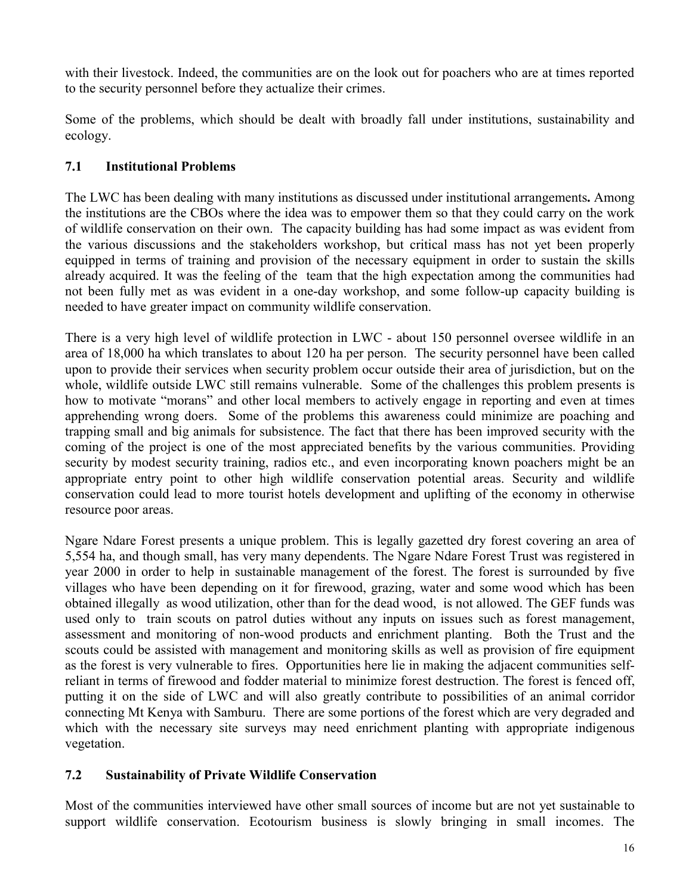with their livestock. Indeed, the communities are on the look out for poachers who are at times reported to the security personnel before they actualize their crimes.

Some of the problems, which should be dealt with broadly fall under institutions, sustainability and ecology.

## 7.1 Institutional Problems

The LWC has been dealing with many institutions as discussed under institutional arrangements**.** Among the institutions are the CBOs where the idea was to empower them so that they could carry on the work of wildlife conservation on their own. The capacity building has had some impact as was evident from the various discussions and the stakeholders workshop, but critical mass has not yet been properly equipped in terms of training and provision of the necessary equipment in order to sustain the skills already acquired. It was the feeling of the team that the high expectation among the communities had not been fully met as was evident in a one-day workshop, and some follow-up capacity building is needed to have greater impact on community wildlife conservation.

There is a very high level of wildlife protection in LWC - about 150 personnel oversee wildlife in an area of 18,000 ha which translates to about 120 ha per person. The security personnel have been called upon to provide their services when security problem occur outside their area of jurisdiction, but on the whole, wildlife outside LWC still remains vulnerable. Some of the challenges this problem presents is how to motivate "morans" and other local members to actively engage in reporting and even at times apprehending wrong doers. Some of the problems this awareness could minimize are poaching and trapping small and big animals for subsistence. The fact that there has been improved security with the coming of the project is one of the most appreciated benefits by the various communities. Providing security by modest security training, radios etc., and even incorporating known poachers might be an appropriate entry point to other high wildlife conservation potential areas. Security and wildlife conservation could lead to more tourist hotels development and uplifting of the economy in otherwise resource poor areas.

Ngare Ndare Forest presents a unique problem. This is legally gazetted dry forest covering an area of 5,554 ha, and though small, has very many dependents. The Ngare Ndare Forest Trust was registered in year 2000 in order to help in sustainable management of the forest. The forest is surrounded by five villages who have been depending on it for firewood, grazing, water and some wood which has been obtained illegally as wood utilization, other than for the dead wood, is not allowed. The GEF funds was used only to train scouts on patrol duties without any inputs on issues such as forest management, assessment and monitoring of non-wood products and enrichment planting. Both the Trust and the scouts could be assisted with management and monitoring skills as well as provision of fire equipment as the forest is very vulnerable to fires. Opportunities here lie in making the adjacent communities self-reliant in terms of firewood and fodder material to minimize forest destruction. The forest is fenced off, putting it on the side of LWC and will also greatly contribute to possibilities of an animal corridor connecting Mt Kenya with Samburu. There are some portions of the forest which are very degraded and which with the necessary site surveys may need enrichment planting with appropriate indigenous vegetation.

## 7.2 Sustainability of Private Wildlife Conservation

Most of the communities interviewed have other small sources of income but are not yet sustainable to support wildlife conservation. Ecotourism business is slowly bringing in small incomes. The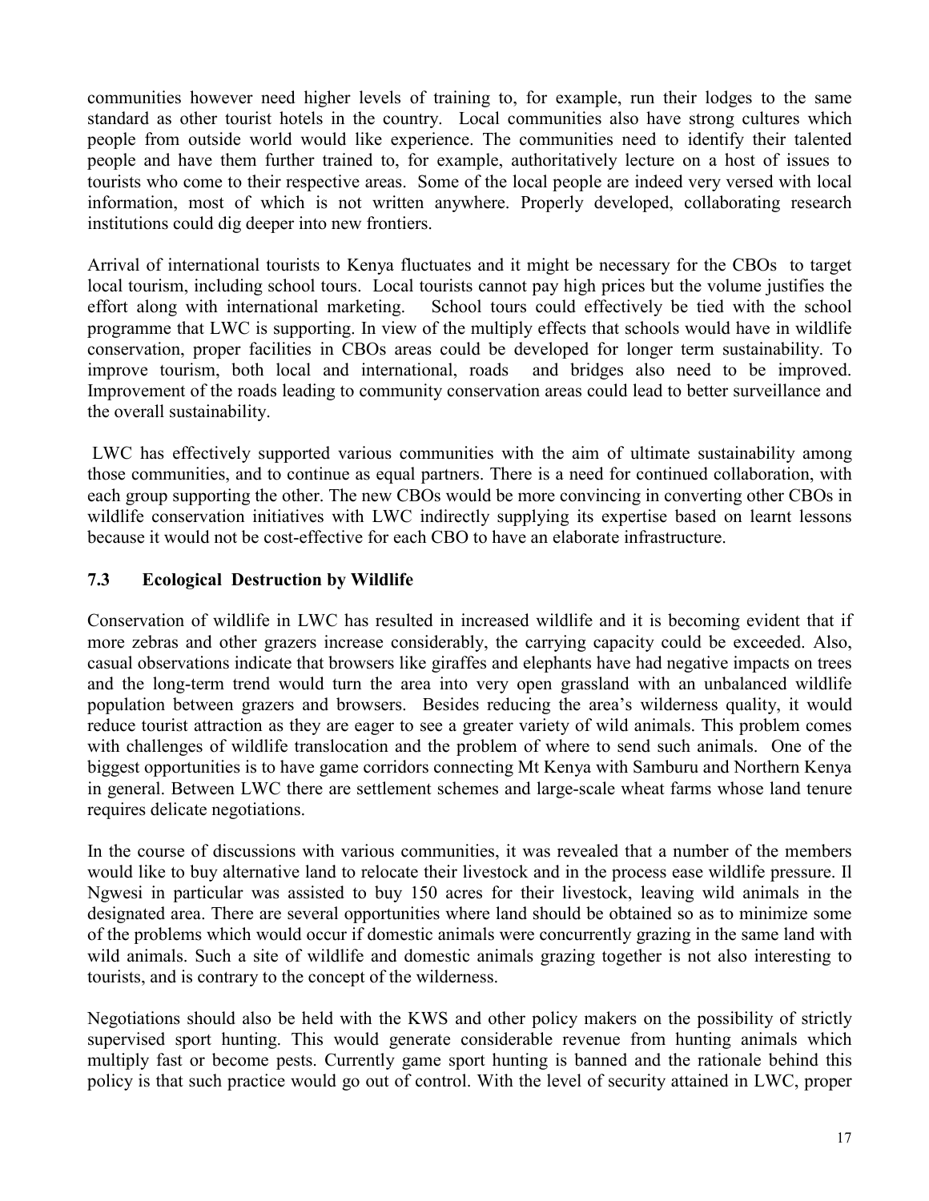communities however need higher levels of training to, for example, run their lodges to the same standard as other tourist hotels in the country. Local communities also have strong cultures which people from outside world would like experience. The communities need to identify their talented people and have them further trained to, for example, authoritatively lecture on a host of issues to tourists who come to their respective areas. Some of the local people are indeed very versed with local information, most of which is not written anywhere. Properly developed, collaborating research institutions could dig deeper into new frontiers.

Arrival of international tourists to Kenya fluctuates and it might be necessary for the CBOs to target local tourism, including school tours. Local tourists cannot pay high prices but the volume justifies the effort along with international marketing. School tours could effectively be tied with the school programme that LWC is supporting. In view of the multiply effects that schools would have in wildlife conservation, proper facilities in CBOs areas could be developed for longer term sustainability. To improve tourism, both local and international, roads and bridges also need to be improved. Improvement of the roads leading to community conservation areas could lead to better surveillance and the overall sustainability.

LWC has effectively supported various communities with the aim of ultimate sustainability among those communities, and to continue as equal partners. There is a need for continued collaboration, with each group supporting the other. The new CBOs would be more convincing in converting other CBOs in wildlife conservation initiatives with LWC indirectly supplying its expertise based on learnt lessons because it would not be cost-effective for each CBO to have an elaborate infrastructure.

### 7.3 Ecological Destruction by Wildlife

Conservation of wildlife in LWC has resulted in increased wildlife and it is becoming evident that if more zebras and other grazers increase considerably, the carrying capacity could be exceeded. Also, casual observations indicate that browsers like giraffes and elephants have had negative impacts on trees and the long-term trend would turn the area into very open grassland with an unbalanced wildlife population between grazers and browsers. Besides reducing the area's wilderness quality, it would reduce tourist attraction as they are eager to see a greater variety of wild animals. This problem comes with challenges of wildlife translocation and the problem of where to send such animals. One of the biggest opportunities is to have game corridors connecting Mt Kenya with Samburu and Northern Kenya in general. Between LWC there are settlement schemes and large-scale wheat farms whose land tenure requires delicate negotiations.

In the course of discussions with various communities, it was revealed that a number of the members would like to buy alternative land to relocate their livestock and in the process ease wildlife pressure. Il Ngwesi in particular was assisted to buy 150 acres for their livestock, leaving wild animals in the designated area. There are several opportunities where land should be obtained so as to minimize some of the problems which would occur if domestic animals were concurrently grazing in the same land with wild animals. Such a site of wildlife and domestic animals grazing together is not also interesting to tourists, and is contrary to the concept of the wilderness.

Negotiations should also be held with the KWS and other policy makers on the possibility of strictly supervised sport hunting. This would generate considerable revenue from hunting animals which multiply fast or become pests. Currently game sport hunting is banned and the rationale behind this policy is that such practice would go out of control. With the level of security attained in LWC, proper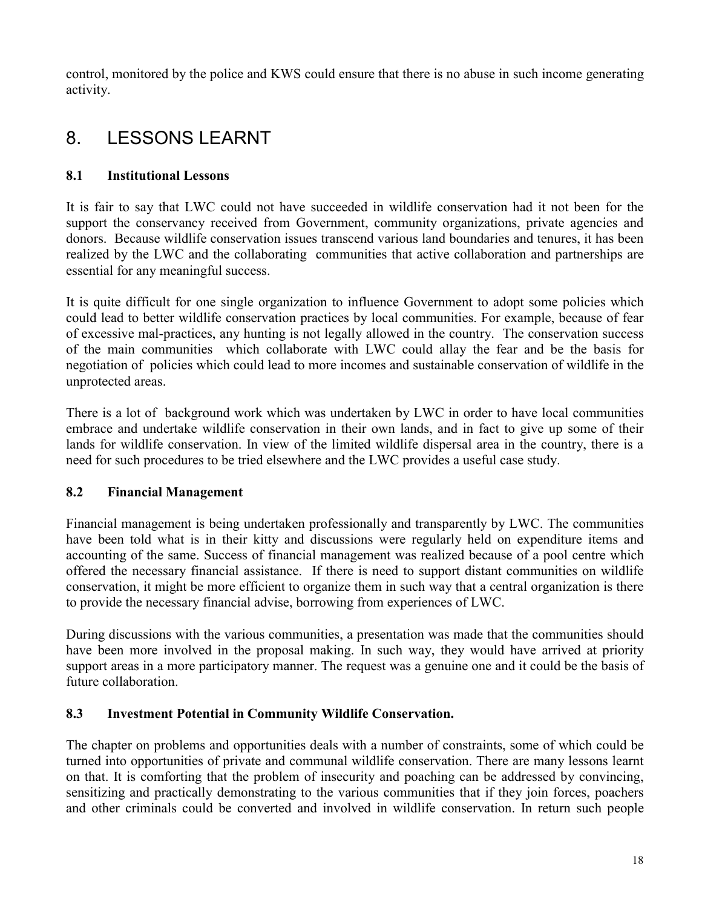control, monitored by the police and KWS could ensure that there is no abuse in such income generating activity.

# 8. LESSONS LEARNT

## 8.1 Institutional Lessons

It is fair to say that LWC could not have succeeded in wildlife conservation had it not been for the support the conservancy received from Government, community organizations, private agencies and donors. Because wildlife conservation issues transcend various land boundaries and tenures, it has been realized by the LWC and the collaborating communities that active collaboration and partnerships are essential for any meaningful success.

It is quite difficult for one single organization to influence Government to adopt some policies which could lead to better wildlife conservation practices by local communities. For example, because of fear of excessive mal-practices, any hunting is not legally allowed in the country. The conservation success of the main communities which collaborate with LWC could allay the fear and be the basis for negotiation of policies which could lead to more incomes and sustainable conservation of wildlife in the unprotected areas.

There is a lot of background work which was undertaken by LWC in order to have local communities embrace and undertake wildlife conservation in their own lands, and in fact to give up some of their lands for wildlife conservation. In view of the limited wildlife dispersal area in the country, there is a need for such procedures to be tried elsewhere and the LWC provides a useful case study.

## 8.2 Financial Management

Financial management is being undertaken professionally and transparently by LWC. The communities have been told what is in their kitty and discussions were regularly held on expenditure items and accounting of the same. Success of financial management was realized because of a pool centre which offered the necessary financial assistance. If there is need to support distant communities on wildlife conservation, it might be more efficient to organize them in such way that a central organization is there to provide the necessary financial advise, borrowing from experiences of LWC.

During discussions with the various communities, a presentation was made that the communities should have been more involved in the proposal making. In such way, they would have arrived at priority support areas in a more participatory manner. The request was a genuine one and it could be the basis of future collaboration.

## 8.3 Investment Potential in Community Wildlife Conservation.

The chapter on problems and opportunities deals with a number of constraints, some of which could be turned into opportunities of private and communal wildlife conservation. There are many lessons learnt on that. It is comforting that the problem of insecurity and poaching can be addressed by convincing, sensitizing and practically demonstrating to the various communities that if they join forces, poachers and other criminals could be converted and involved in wildlife conservation. In return such people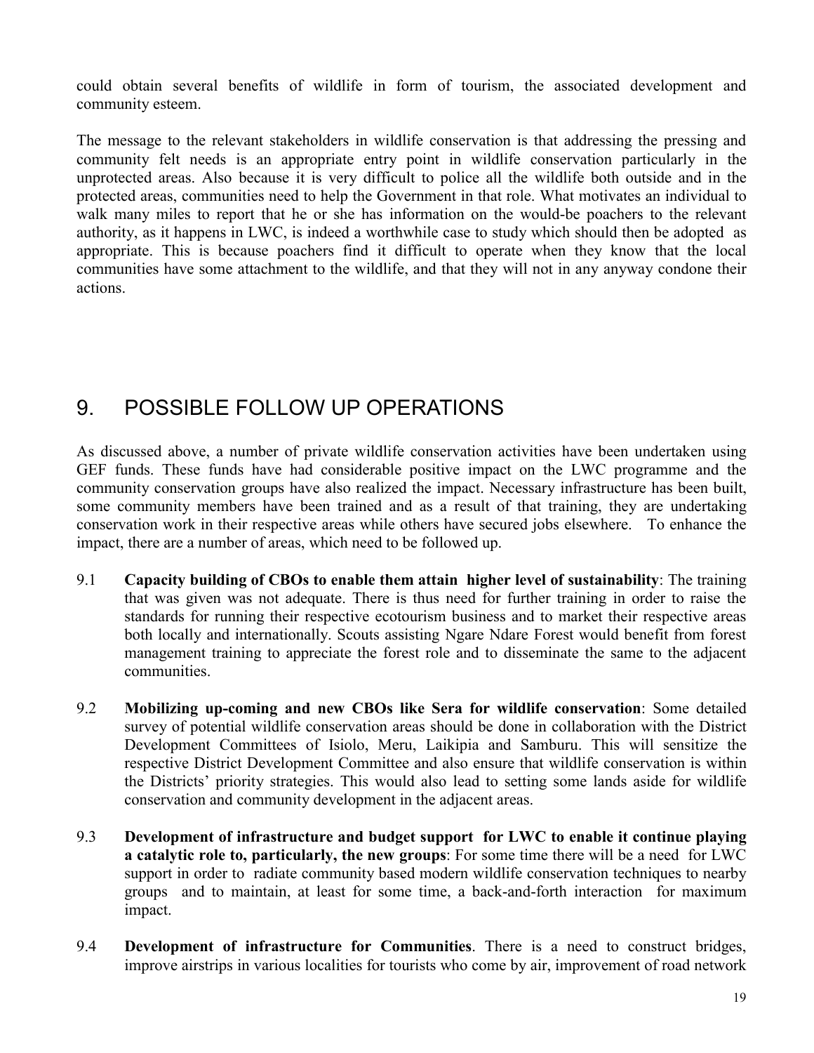could obtain several benefits of wildlife in form of tourism, the associated development and community esteem.

The message to the relevant stakeholders in wildlife conservation is that addressing the pressing and community felt needs is an appropriate entry point in wildlife conservation particularly in the unprotected areas. Also because it is very difficult to police all the wildlife both outside and in the protected areas, communities need to help the Government in that role. What motivates an individual to walk many miles to report that he or she has information on the would-be poachers to the relevant authority, as it happens in LWC, is indeed a worthwhile case to study which should then be adopted as appropriate. This is because poachers find it difficult to operate when they know that the local communities have some attachment to the wildlife, and that they will not in any anyway condone their actions.

# 9. POSSIBLE FOLLOW UP OPERATIONS

As discussed above, a number of private wildlife conservation activities have been undertaken using GEF funds. These funds have had considerable positive impact on the LWC programme and the community conservation groups have also realized the impact. Necessary infrastructure has been built, some community members have been trained and as a result of that training, they are undertaking conservation work in their respective areas while others have secured jobs elsewhere. To enhance the impact, there are a number of areas, which need to be followed up.

9.1 **Capacity building of CBOs to enable them attain higher level of sustainability**: The training that was given was not adequate. There is thus need for further training in order to raise the standards for running their respective ecotourism business and to market their respective areas both locally and internationally. Scouts assisting Ngare Ndare Forest would benefit from forest management training to appreciate the forest role and to disseminate the same to the adjacent communities.

9.2 **Mobilizing up-coming and new CBOs like Sera for wildlife conservation**: Some detailed survey of potential wildlife conservation areas should be done in collaboration with the District Development Committees of Isiolo, Meru, Laikipia and Samburu. This will sensitize the respective District Development Committee and also ensure that wildlife conservation is within the Districts' priority strategies. This would also lead to setting some lands aside for wildlife conservation and community development in the adjacent areas.

9.3 **Development of infrastructure and budget support for LWC to enable it continue playing a catalytic role to, particularly, the new groups**: For some time there will be a need for LWC support in order to radiate community based modern wildlife conservation techniques to nearby groups and to maintain, at least for some time, a back-and-forth interaction for maximum impact.

9.4 **Development of infrastructure for Communities**. There is a need to construct bridges, improve airstrips in various localities for tourists who come by air, improvement of road network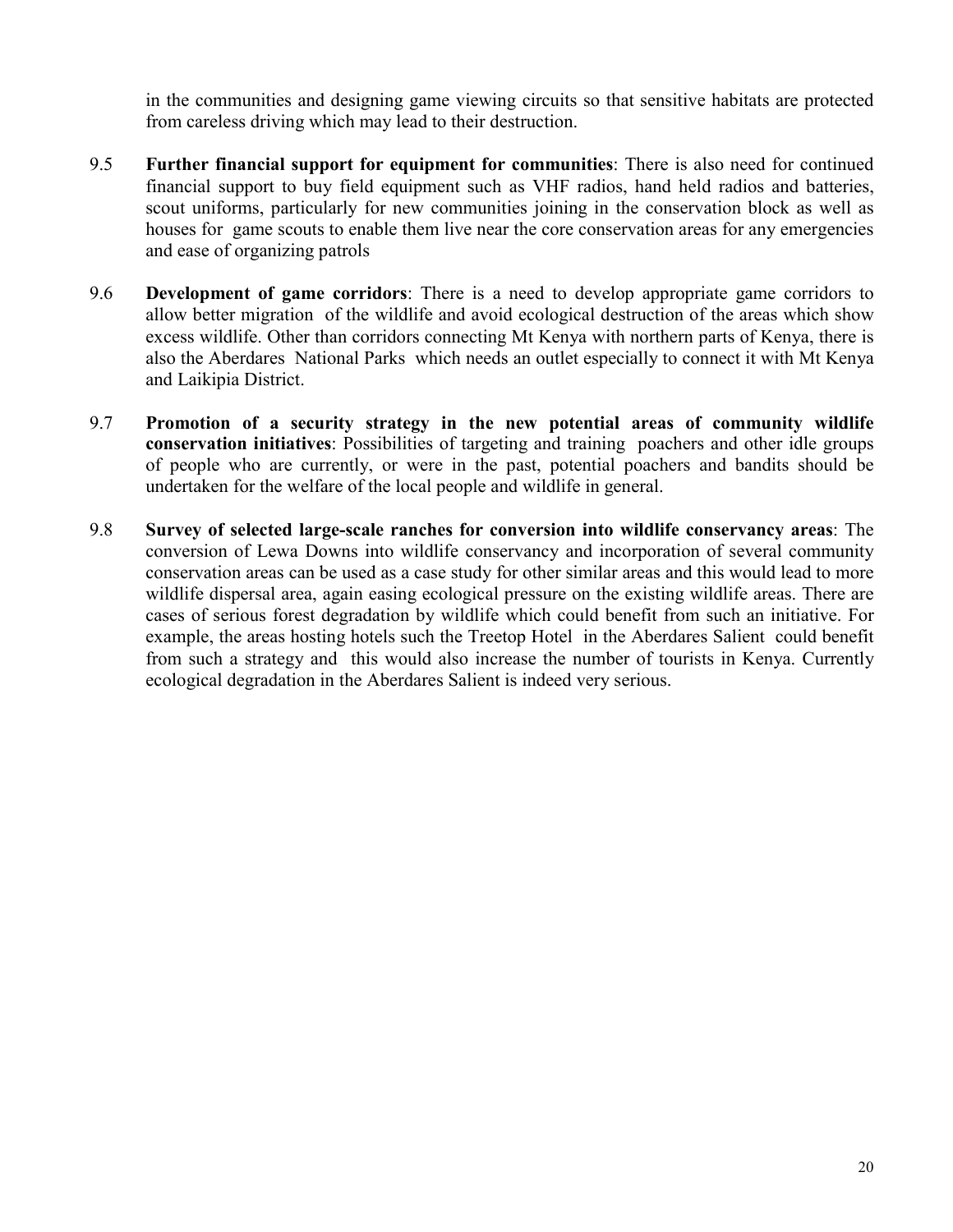in the communities and designing game viewing circuits so that sensitive habitats are protected from careless driving which may lead to their destruction.

9.5 **Further financial support for equipment for communities**: There is also need for continued financial support to buy field equipment such as VHF radios, hand held radios and batteries, scout uniforms, particularly for new communities joining in the conservation block as well as houses for game scouts to enable them live near the core conservation areas for any emergencies and ease of organizing patrols

9.6 **Development of game corridors**: There is a need to develop appropriate game corridors to allow better migration of the wildlife and avoid ecological destruction of the areas which show excess wildlife. Other than corridors connecting Mt Kenya with northern parts of Kenya, there is also the Aberdares National Parks which needs an outlet especially to connect it with Mt Kenya and Laikipia District.

9.7 **Promotion of a security strategy in the new potential areas of community wildlife conservation initiatives**: Possibilities of targeting and training poachers and other idle groups of people who are currently, or were in the past, potential poachers and bandits should be undertaken for the welfare of the local people and wildlife in general.

9.8 **Survey of selected large-scale ranches for conversion into wildlife conservancy areas**: The conversion of Lewa Downs into wildlife conservancy and incorporation of several community conservation areas can be used as a case study for other similar areas and this would lead to more wildlife dispersal area, again easing ecological pressure on the existing wildlife areas. There are cases of serious forest degradation by wildlife which could benefit from such an initiative. For example, the areas hosting hotels such the Treetop Hotel in the Aberdares Salient could benefit from such a strategy and this would also increase the number of tourists in Kenya. Currently ecological degradation in the Aberdares Salient is indeed very serious.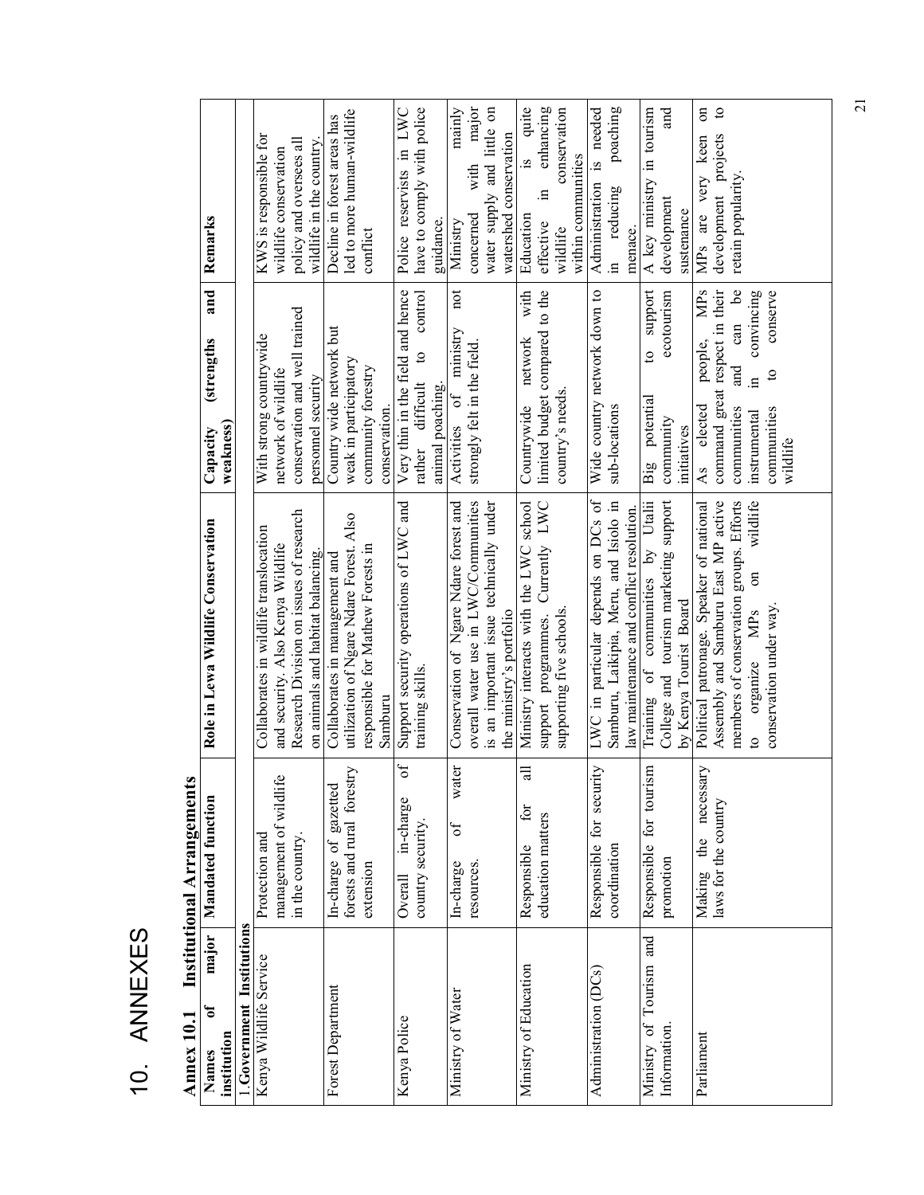# 10. ANNEXES

## Annex 10.1 Institutional Arrangements

| Names of major institution | Mandated function | Role in Lewa Wildlife Conservation | Capacity (strengths and weakness) | Remarks |
|---|---|---|---|---|
| 1.Government Institutions | | | | |
| Kenya Wildlife Service | Protection and management of wildlife in the country. | Collaborates in wildlife translocation and security. Also Kenya Wildlife Research Division on issues of research on animals and habitat balancing. | With strong countrywide network of wildlife conservation and well trained personnel security | KWS is responsible for wildlife conservation policy and oversees all wildlife in the country. |
| Forest Department | In-charge of gazetted forests and rural forestry extension | Collaborates in management and utilization of Ngare Ndare Forest. Also responsible for Mathew Forests in Samburu | Country wide network but weak in participatory community forestry conservation. | Decline in forest areas has led to more human-wildlife conflict |
| Kenya Police | Overall in-charge of country security. | Support security operations of LWC and training skills. | Very thin in the field and hence rather difficult to control animal poaching. | Police reservists in LWC have to comply with police guidance. |
| Ministry of Water | In-charge of water resources. | Conservation of Ngare Ndare forest and overall water use in LWC/Communities is an important issue technically under the ministry's portfolio | Activities of ministry not strongly felt in the field. | Ministry mainly concerned with major water supply and little on watershed conservation |
| Ministry of Education | Responsible for all education matters | Ministry interacts with the LWC school support programmes. Currently LWC supporting five schools. | Countrywide network with limited budget compared to the country's needs. | Education is quite effective in enhancing wildlife conservation within communities |
| Administration (DCs) | Responsible for security coordination | LWC in particular depends on DCs of Samburu, Laikipia, Meru, and Isiolo in law maintenance and conflict resolution. | Wide country network down to sub-locations | Administration is needed in reducing poaching menace. |
| Ministry of Tourism and Information. | Responsible for tourism promotion | Training of communities by Utalii College and tourism marketing support by Kenya Tourist Board | Big potential to support community ecotourism initiatives | A key ministry in tourism development and sustenance |
| Parliament | Making the necessary laws for the country | Political patronage. Speaker of national Assembly and Samburu East MP active members of conservation groups. Efforts to organize MPs on wildlife conservation under way. | As elected people, MPs command great respect in their communities and can be instrumental in convincing communities to conserve wildlife | MPs are very keen on development projects to retain popularity. |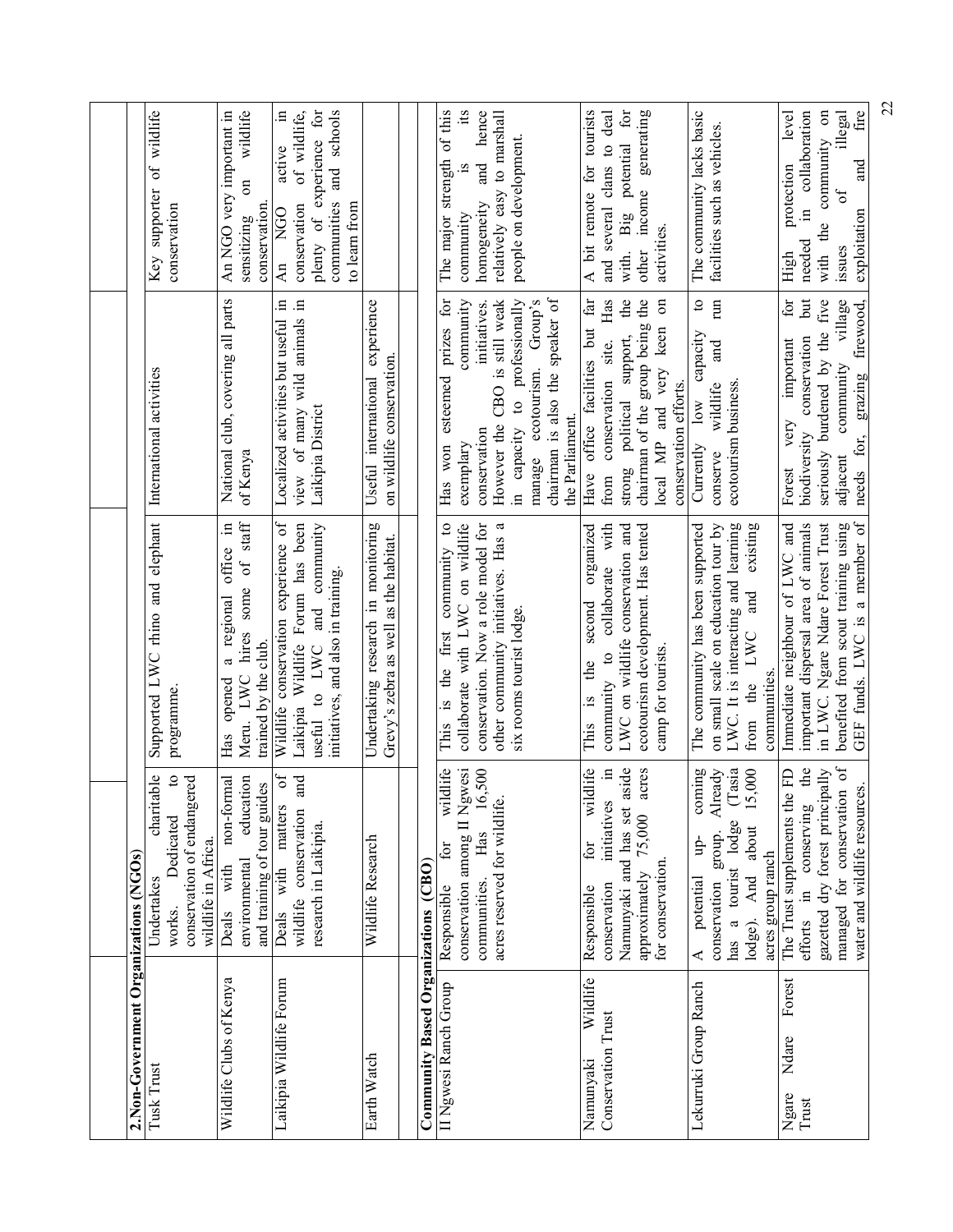| | | | | |
|---|---|---|---|---|
| **2. Non-Government Organizations (NGOs)** | | | | |
| Tusk Trust | Undertakes charitable works. Dedicated to conservation of endangered wildlife in Africa. | Supported LWC rhino and elephant programme. | International activities | Key supporter of wildlife conservation |
| Wildlife Clubs of Kenya | Deals with non-formal environmental education and training of tour guides | Has opened a regional office in Meru. LWC hires some of staff trained by the club. | National club, covering all parts of Kenya | An NGO very important in sensitizing on wildlife conservation. |
| Laikipia Wildlife Forum | Deals with matters of wildlife conservation and research in Laikipia. | Wildlife conservation experience of Laikipia Wildlife Forum has been useful to LWC and community initiatives, and also in training. | Localized activities but useful in view of many wild animals in Laikipia District | An NGO active in conservation of wildlife, plenty of experience for communities and schools to learn from |
| Earth Watch | Wildlife Research | Undertaking research in monitoring Grevy's zebra as well as the habitat. | Useful international experience on wildlife conservation. | |
| **Community Based Organizations (CBO)** | | | | |
| Il Ngwesi Ranch Group | Responsible for wildlife conservation among Il Ngwesi communities. Has 16,500 acres reserved for wildlife. | This is the first community to collaborate with LWC on wildlife conservation. Now a role model for other community initiatives. Has a six rooms tourist lodge. | Has won esteemed prizes for exemplary community conservation initiatives. However the CBO is still weak in capacity to professionally manage ecotourism. Group's chairman is also the speaker of the Parliament. | The major strength of this community is its homogeneity and hence relatively easy to marshall people on development. |
| Namunyaki Wildlife Conservation Trust | Responsible for wildlife conservation initiatives in Namunyaki and has set aside approximately 75,000 acres for conservation. | This is the second organized community to collaborate with LWC on wildlife conservation and ecotourism development. Has tented camp for tourists. | Have office facilities but far from conservation site. Has strong political support, the chairman of the group being the local MP and very keen on conservation efforts. | A bit remote for tourists and several clans to deal with. Big potential for other income generating activities. |
| Lekurruki Group Ranch | A potential up- coming conservation group. Already has a tourist lodge (Tasia lodge). And about 15,000 acres group ranch | The community has been supported on small scale on education tour by LWC. It is interacting and learning from the LWC and existing communities. | Currently low capacity to conserve wildlife and run ecotourism business. | The community lacks basic facilities such as vehicles. |
| Ngare Ndare Forest Trust | The Trust supplements the FD efforts in conserving the gazetted dry forest principally managed for conservation of water and wildlife resources. | Immediate neighbour of LWC and important dispersal area of animals in LWC. Ngare Ndare Forest Trust benefited from scout training using GEF funds. LWC is a member of | Forest very important for biodiversity conservation but seriously burdened by the five adjacent community village needs for, grazing firewood, | High protection level needed in collaboration with the community on issues of illegal exploitation and fire |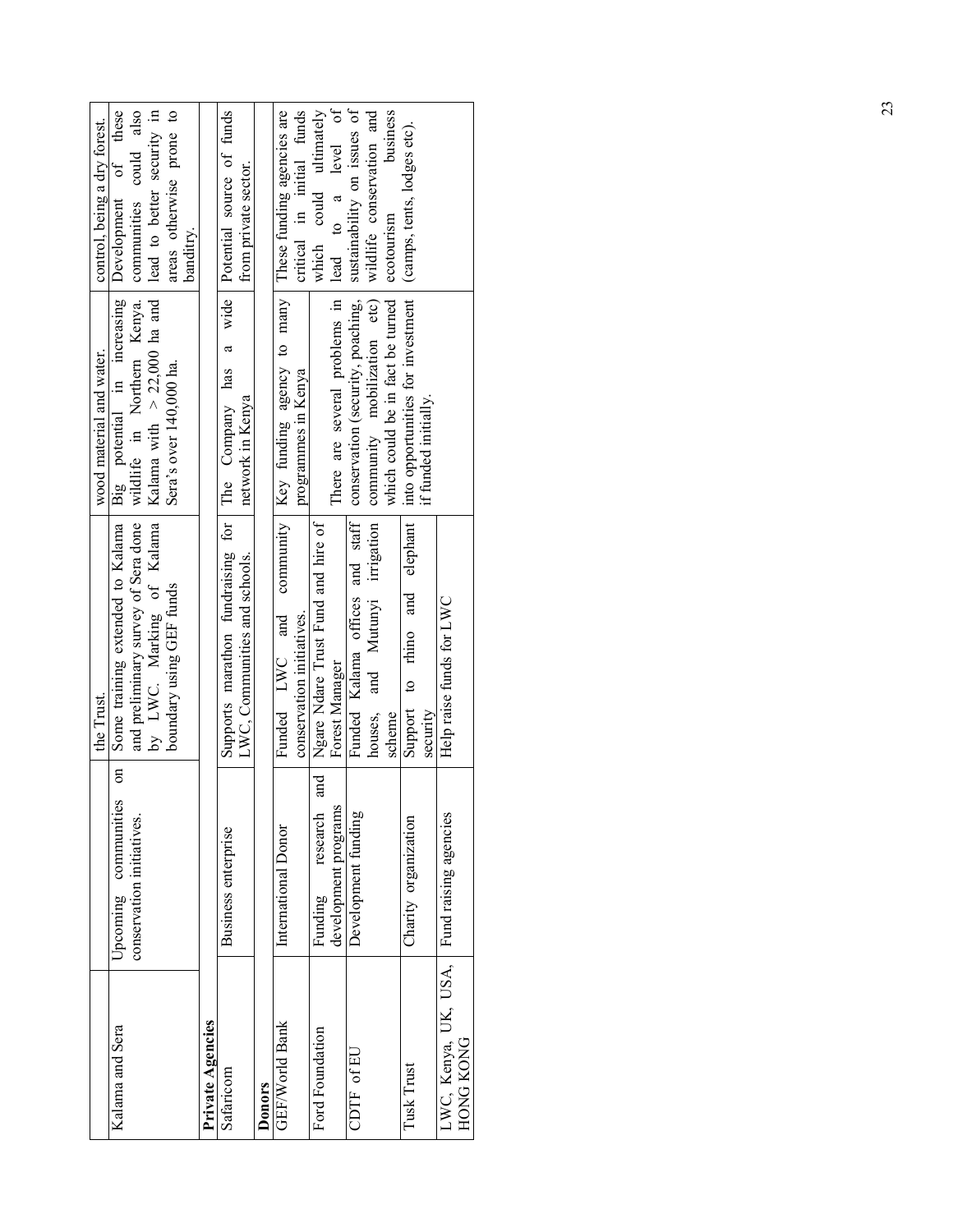| | | | | |
|---|---|---|---|---|
| | | the Trust. | wood material and water. | control, being a dry forest. |
| Kalama and Sera | Upcoming communities on conservation initiatives. | Some training extended to Kalama and preliminary survey of Sera done by LWC. Marking of Kalama boundary using GEF funds | Big potential in increasing wildlife in Northern Kenya. Kalama with > 22,000 ha and Sera's over 140,000 ha. | Development of these communities could also lead to better security in areas otherwise prone to banditry. |
| **Private Agencies** | | | | |
| Safaricom | Business enterprise | Supports marathon fundraising for LWC, Communities and schools. | The Company has a wide network in Kenya | Potential source of funds from private sector. |
| **Donors** | | | | |
| GEF/World Bank | International Donor | Funded LWC and community conservation initiatives. | Key funding agency to many programmes in Kenya<br><br>There are several problems in conservation (security, poaching, community mobilization etc) which could be in fact be turned into opportunities for investment if funded initially. | These funding agencies are critical in initial funds which could ultimately lead to a level of sustainability on issues of wildlife conservation and ecotourism business (camps, tents, lodges etc). |
| Ford Foundation | Funding research and development programs | Ngare Ndare Trust Fund and hire of Forest Manager | | |
| CDTF of EU | Development funding | Funded Kalama offices and staff houses, and Mutunyi irrigation scheme | | |
| Tusk Trust | Charity organization | Support to rhino and elephant security | | |
| LWC, Kenya, UK, USA, HONG KONG | Fund raising agencies | Help raise funds for LWC | | |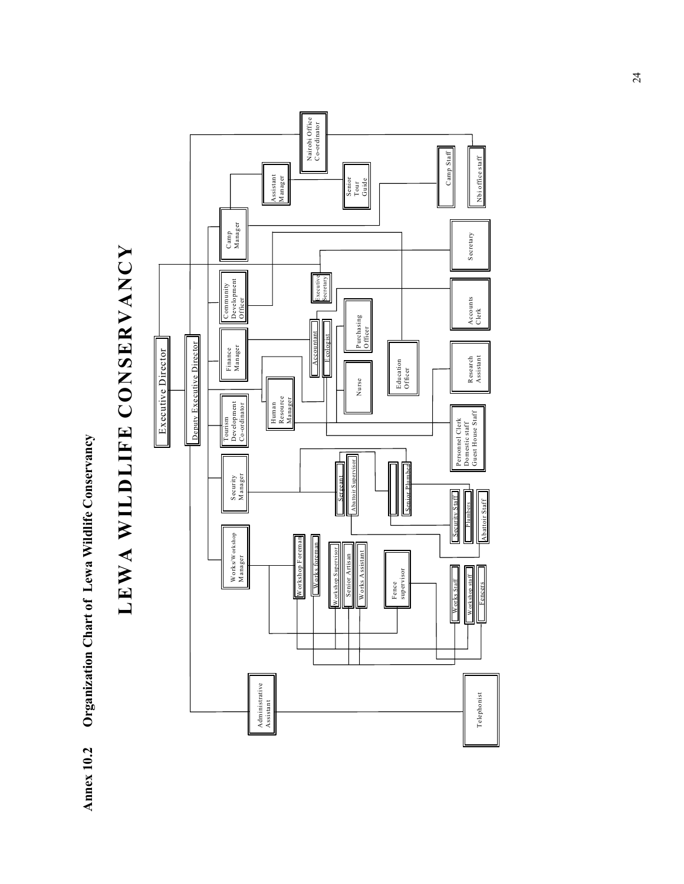**Annex 10.2 Organization Chart of Lewa Wildlife Conservancy**

# LEWA WILDLIFE CONSERVANCY

Executive Director

Deputy Executive Director

Works/Workshop Manager

Security Manager

Tourism Development Co-ordinator

Finance Manager

Community Development Officer

Camp Manager

Assistant Manager

Nairobi Office Co-ordinator

Senior Tour Guide

Camp Staff

Nbi office staff

Human Resource Manager

Accountant

Ecologist

Executive Secretary

Purchasing Officer

Nurse

Education Officer

Secretary

Accounts Clerk

Research Assistant

Personnel Clerk
Domestic staff
Guest House Staff

Sergeant

Abattoir Supervisor

Senior Plumber

Security Staff

Plumbers

Abattoir Staff

Workshop Foreman

Works foreman

Workshop Supervisor

Senior Artisan

Works Assistant

Fence supervisor

Works Staff

Workshop staff

Fencers

Administrative Assistant

Telephonist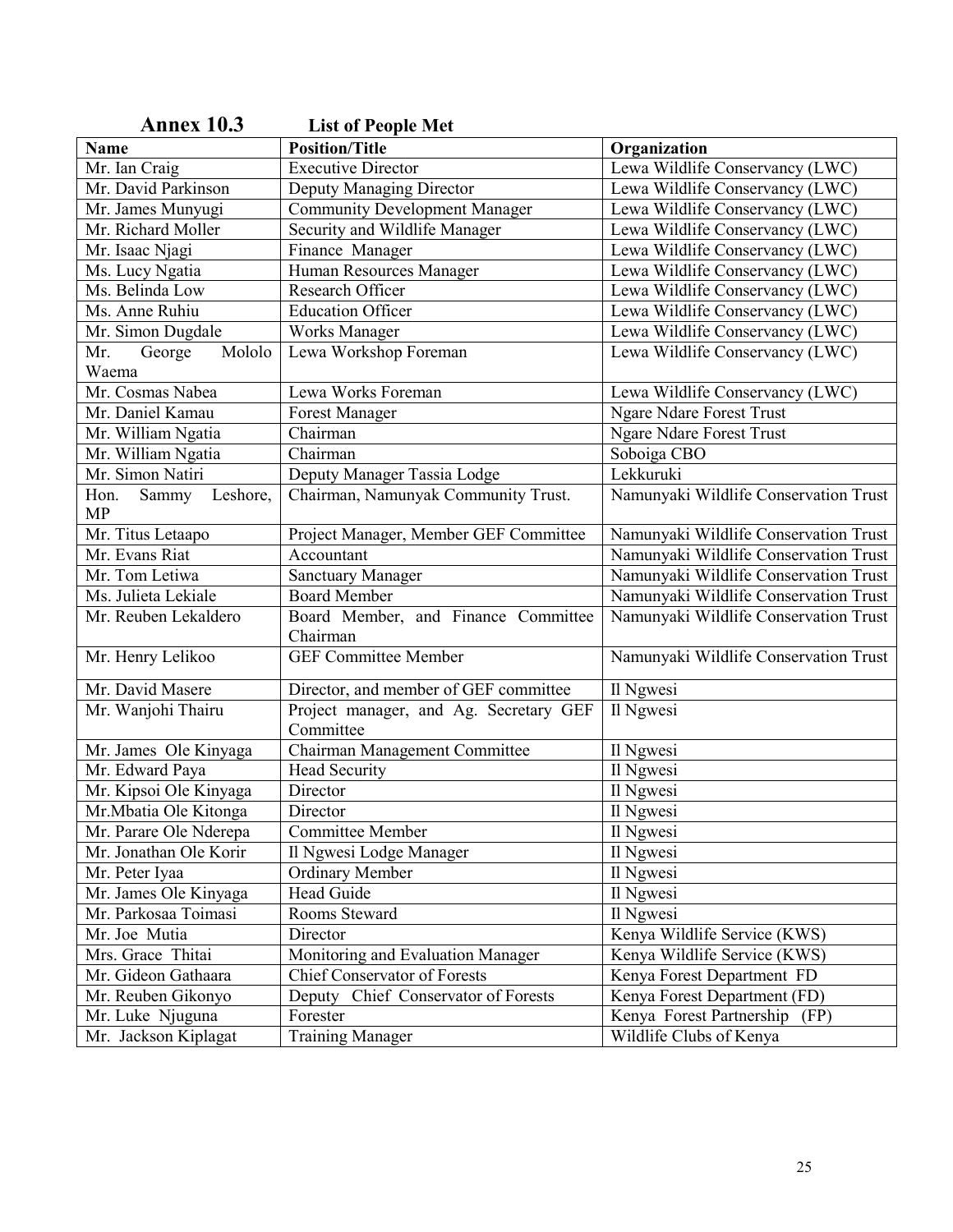## Annex 10.3 List of People Met

| Name | Position/Title | Organization |
|---|---|---|
| Mr. Ian Craig | Executive Director | Lewa Wildlife Conservancy (LWC) |
| Mr. David Parkinson | Deputy Managing Director | Lewa Wildlife Conservancy (LWC) |
| Mr. James Munyugi | Community Development Manager | Lewa Wildlife Conservancy (LWC) |
| Mr. Richard Moller | Security and Wildlife Manager | Lewa Wildlife Conservancy (LWC) |
| Mr. Isaac Njagi | Finance Manager | Lewa Wildlife Conservancy (LWC) |
| Ms. Lucy Ngatia | Human Resources Manager | Lewa Wildlife Conservancy (LWC) |
| Ms. Belinda Low | Research Officer | Lewa Wildlife Conservancy (LWC) |
| Ms. Anne Ruhiu | Education Officer | Lewa Wildlife Conservancy (LWC) |
| Mr. Simon Dugdale | Works Manager | Lewa Wildlife Conservancy (LWC) |
| Mr. George Mololo Waema | Lewa Workshop Foreman | Lewa Wildlife Conservancy (LWC) |
| Mr. Cosmas Nabea | Lewa Works Foreman | Lewa Wildlife Conservancy (LWC) |
| Mr. Daniel Kamau | Forest Manager | Ngare Ndare Forest Trust |
| Mr. William Ngatia | Chairman | Ngare Ndare Forest Trust |
| Mr. William Ngatia | Chairman | Soboiga CBO |
| Mr. Simon Natiri | Deputy Manager Tassia Lodge | Lekkuruki |
| Hon. Sammy Leshore, MP | Chairman, Namunyak Community Trust. | Namunyaki Wildlife Conservation Trust |
| Mr. Titus Letaapo | Project Manager, Member GEF Committee | Namunyaki Wildlife Conservation Trust |
| Mr. Evans Riat | Accountant | Namunyaki Wildlife Conservation Trust |
| Mr. Tom Letiwa | Sanctuary Manager | Namunyaki Wildlife Conservation Trust |
| Ms. Julieta Lekiale | Board Member | Namunyaki Wildlife Conservation Trust |
| Mr. Reuben Lekaldero | Board Member, and Finance Committee Chairman | Namunyaki Wildlife Conservation Trust |
| Mr. Henry Lelikoo | GEF Committee Member | Namunyaki Wildlife Conservation Trust |
| Mr. David Masere | Director, and member of GEF committee | Il Ngwesi |
| Mr. Wanjohi Thairu | Project manager, and Ag. Secretary GEF Committee | Il Ngwesi |
| Mr. James Ole Kinyaga | Chairman Management Committee | Il Ngwesi |
| Mr. Edward Paya | Head Security | Il Ngwesi |
| Mr. Kipsoi Ole Kinyaga | Director | Il Ngwesi |
| Mr.Mbatia Ole Kitonga | Director | Il Ngwesi |
| Mr. Parare Ole Nderepa | Committee Member | Il Ngwesi |
| Mr. Jonathan Ole Korir | Il Ngwesi Lodge Manager | Il Ngwesi |
| Mr. Peter Iyaa | Ordinary Member | Il Ngwesi |
| Mr. James Ole Kinyaga | Head Guide | Il Ngwesi |
| Mr. Parkosaa Toimasi | Rooms Steward | Il Ngwesi |
| Mr. Joe Mutia | Director | Kenya Wildlife Service (KWS) |
| Mrs. Grace Thitai | Monitoring and Evaluation Manager | Kenya Wildlife Service (KWS) |
| Mr. Gideon Gathaara | Chief Conservator of Forests | Kenya Forest Department FD |
| Mr. Reuben Gikonyo | Deputy Chief Conservator of Forests | Kenya Forest Department (FD) |
| Mr. Luke Njuguna | Forester | Kenya Forest Partnership (FP) |
| Mr. Jackson Kiplagat | Training Manager | Wildlife Clubs of Kenya |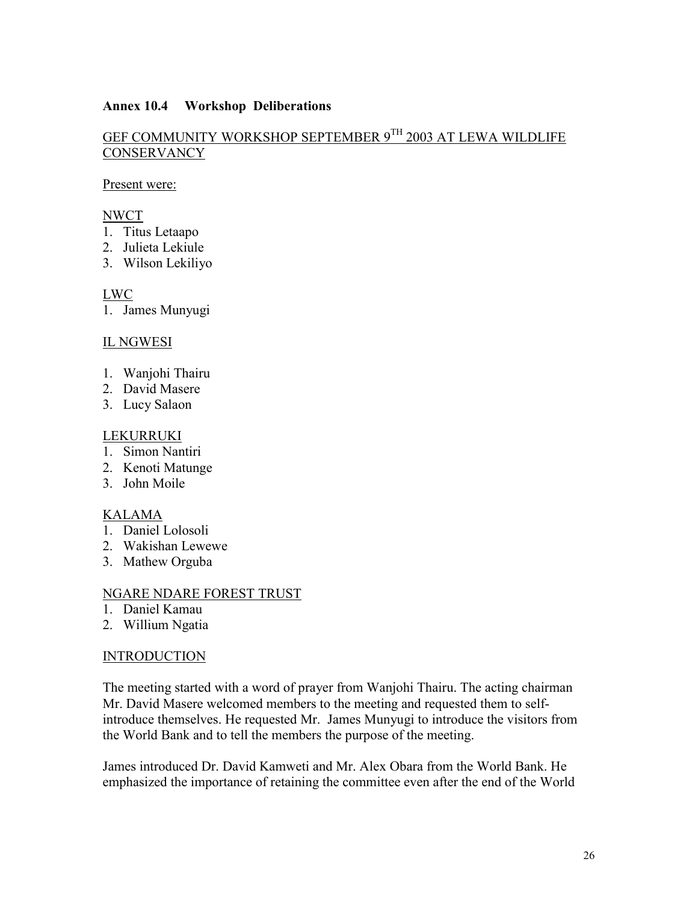## Annex 10.4 Workshop Deliberations

GEF COMMUNITY WORKSHOP SEPTEMBER 9TH 2003 AT LEWA WILDLIFE CONSERVANCY

Present were:

NWCT

1. Titus Letaapo
2. Julieta Lekiule
3. Wilson Lekiliyo

LWC

1. James Munyugi

IL NGWESI

1. Wanjohi Thairu
2. David Masere
3. Lucy Salaon

LEKURRUKI

1. Simon Nantiri
2. Kenoti Matunge
3. John Moile

KALAMA

1. Daniel Lolosoli
2. Wakishan Lewewe
3. Mathew Orguba

NGARE NDARE FOREST TRUST

1. Daniel Kamau
2. Willium Ngatia

INTRODUCTION

The meeting started with a word of prayer from Wanjohi Thairu. The acting chairman Mr. David Masere welcomed members to the meeting and requested them to self-introduce themselves. He requested Mr. James Munyugi to introduce the visitors from the World Bank and to tell the members the purpose of the meeting.

James introduced Dr. David Kamweti and Mr. Alex Obara from the World Bank. He emphasized the importance of retaining the committee even after the end of the World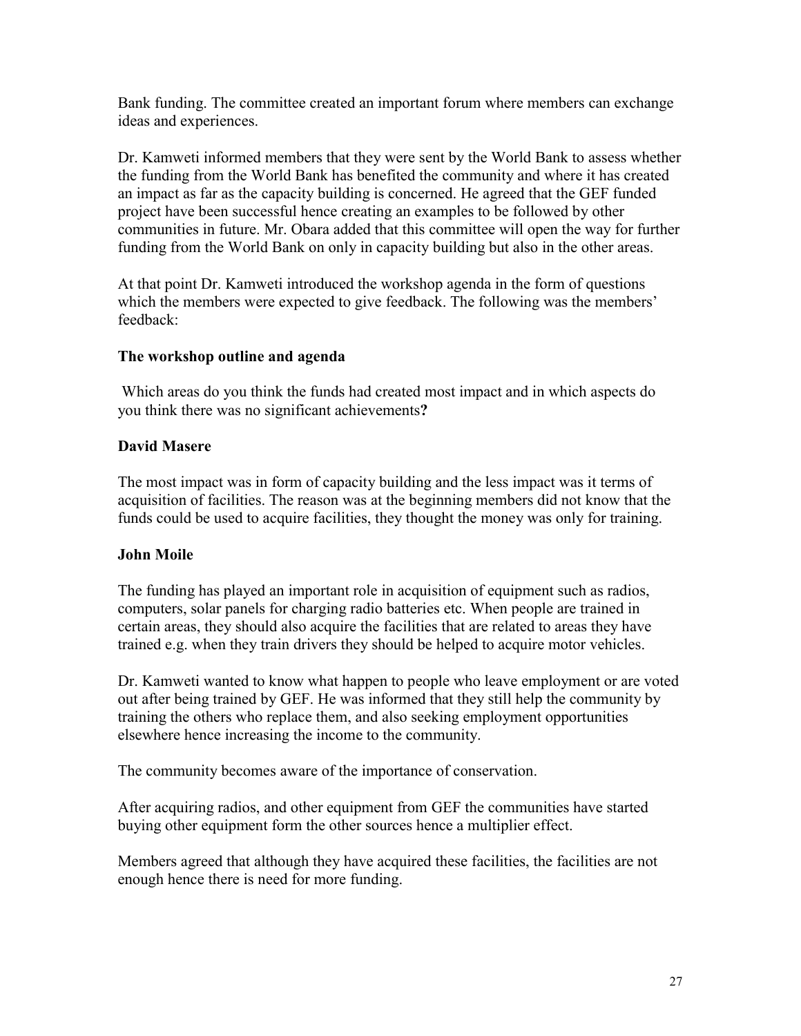Bank funding. The committee created an important forum where members can exchange ideas and experiences.

Dr. Kamweti informed members that they were sent by the World Bank to assess whether the funding from the World Bank has benefited the community and where it has created an impact as far as the capacity building is concerned. He agreed that the GEF funded project have been successful hence creating an examples to be followed by other communities in future. Mr. Obara added that this committee will open the way for further funding from the World Bank on only in capacity building but also in the other areas.

At that point Dr. Kamweti introduced the workshop agenda in the form of questions which the members were expected to give feedback. The following was the members' feedback:

**The workshop outline and agenda**

Which areas do you think the funds had created most impact and in which aspects do you think there was no significant achievements**?**

**David Masere**

The most impact was in form of capacity building and the less impact was it terms of acquisition of facilities. The reason was at the beginning members did not know that the funds could be used to acquire facilities, they thought the money was only for training.

**John Moile**

The funding has played an important role in acquisition of equipment such as radios, computers, solar panels for charging radio batteries etc. When people are trained in certain areas, they should also acquire the facilities that are related to areas they have trained e.g. when they train drivers they should be helped to acquire motor vehicles.

Dr. Kamweti wanted to know what happen to people who leave employment or are voted out after being trained by GEF. He was informed that they still help the community by training the others who replace them, and also seeking employment opportunities elsewhere hence increasing the income to the community.

The community becomes aware of the importance of conservation.

After acquiring radios, and other equipment from GEF the communities have started buying other equipment form the other sources hence a multiplier effect.

Members agreed that although they have acquired these facilities, the facilities are not enough hence there is need for more funding.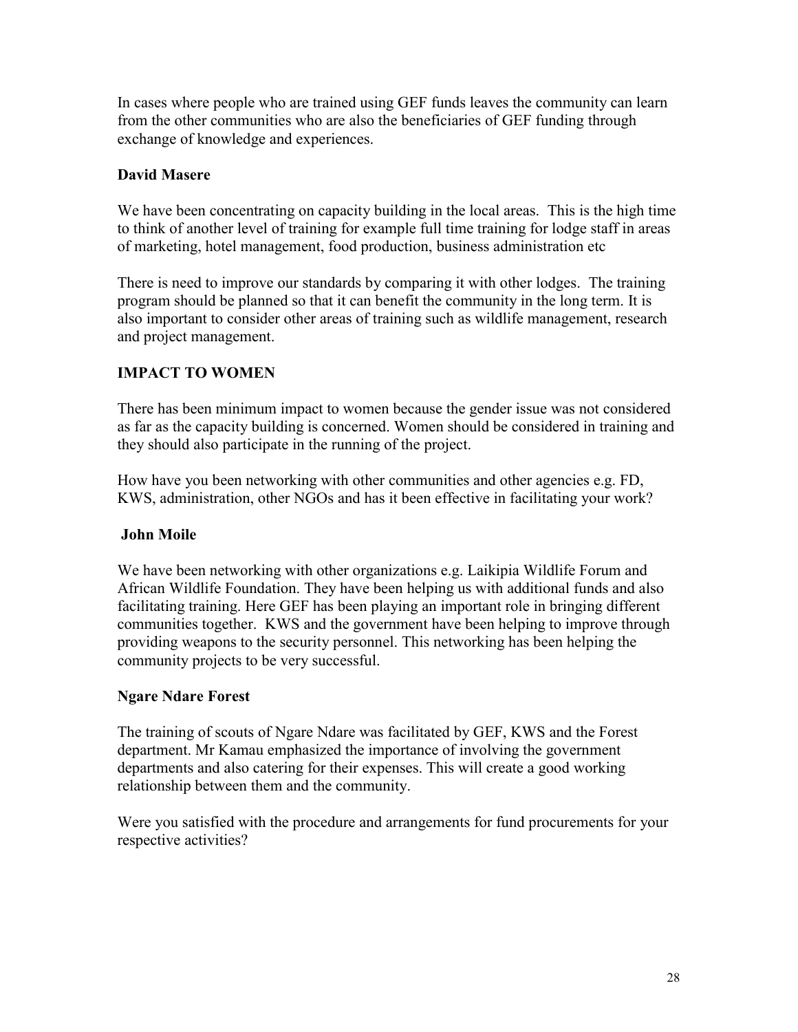In cases where people who are trained using GEF funds leaves the community can learn from the other communities who are also the beneficiaries of GEF funding through exchange of knowledge and experiences.

**David Masere**

We have been concentrating on capacity building in the local areas. This is the high time to think of another level of training for example full time training for lodge staff in areas of marketing, hotel management, food production, business administration etc

There is need to improve our standards by comparing it with other lodges. The training program should be planned so that it can benefit the community in the long term. It is also important to consider other areas of training such as wildlife management, research and project management.

**IMPACT TO WOMEN**

There has been minimum impact to women because the gender issue was not considered as far as the capacity building is concerned. Women should be considered in training and they should also participate in the running of the project.

How have you been networking with other communities and other agencies e.g. FD, KWS, administration, other NGOs and has it been effective in facilitating your work?

**John Moile**

We have been networking with other organizations e.g. Laikipia Wildlife Forum and African Wildlife Foundation. They have been helping us with additional funds and also facilitating training. Here GEF has been playing an important role in bringing different communities together. KWS and the government have been helping to improve through providing weapons to the security personnel. This networking has been helping the community projects to be very successful.

**Ngare Ndare Forest**

The training of scouts of Ngare Ndare was facilitated by GEF, KWS and the Forest department. Mr Kamau emphasized the importance of involving the government departments and also catering for their expenses. This will create a good working relationship between them and the community.

Were you satisfied with the procedure and arrangements for fund procurements for your respective activities?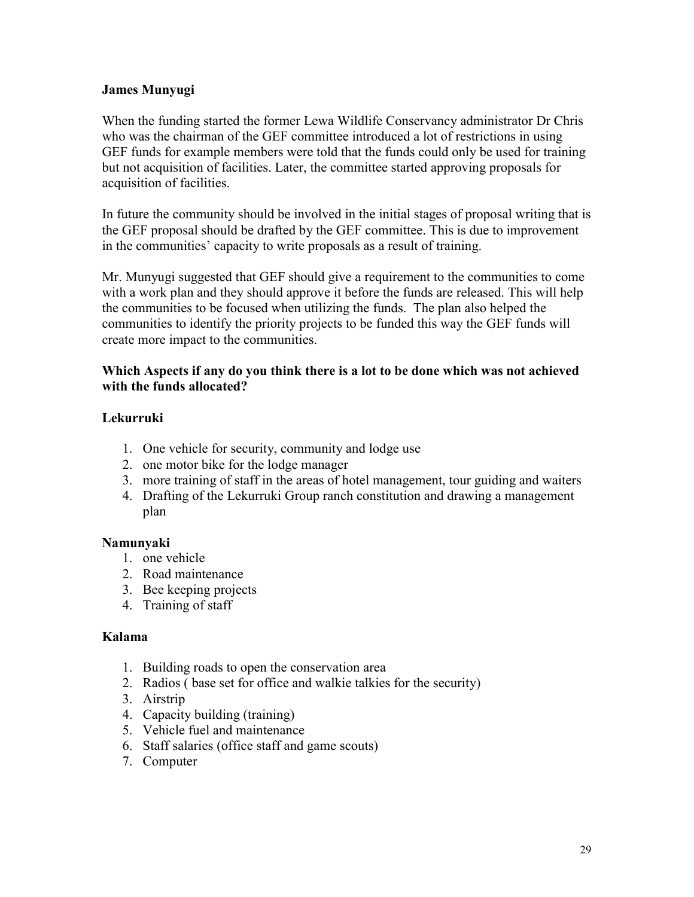**James Munyugi**

When the funding started the former Lewa Wildlife Conservancy administrator Dr Chris who was the chairman of the GEF committee introduced a lot of restrictions in using GEF funds for example members were told that the funds could only be used for training but not acquisition of facilities. Later, the committee started approving proposals for acquisition of facilities.

In future the community should be involved in the initial stages of proposal writing that is the GEF proposal should be drafted by the GEF committee. This is due to improvement in the communities' capacity to write proposals as a result of training.

Mr. Munyugi suggested that GEF should give a requirement to the communities to come with a work plan and they should approve it before the funds are released. This will help the communities to be focused when utilizing the funds. The plan also helped the communities to identify the priority projects to be funded this way the GEF funds will create more impact to the communities.

**Which Aspects if any do you think there is a lot to be done which was not achieved with the funds allocated?**

**Lekurruki**

1. One vehicle for security, community and lodge use
2. one motor bike for the lodge manager
3. more training of staff in the areas of hotel management, tour guiding and waiters
4. Drafting of the Lekurruki Group ranch constitution and drawing a management plan

**Namunyaki**

1. one vehicle
2. Road maintenance
3. Bee keeping projects
4. Training of staff

**Kalama**

1. Building roads to open the conservation area
2. Radios ( base set for office and walkie talkies for the security)
3. Airstrip
4. Capacity building (training)
5. Vehicle fuel and maintenance
6. Staff salaries (office staff and game scouts)
7. Computer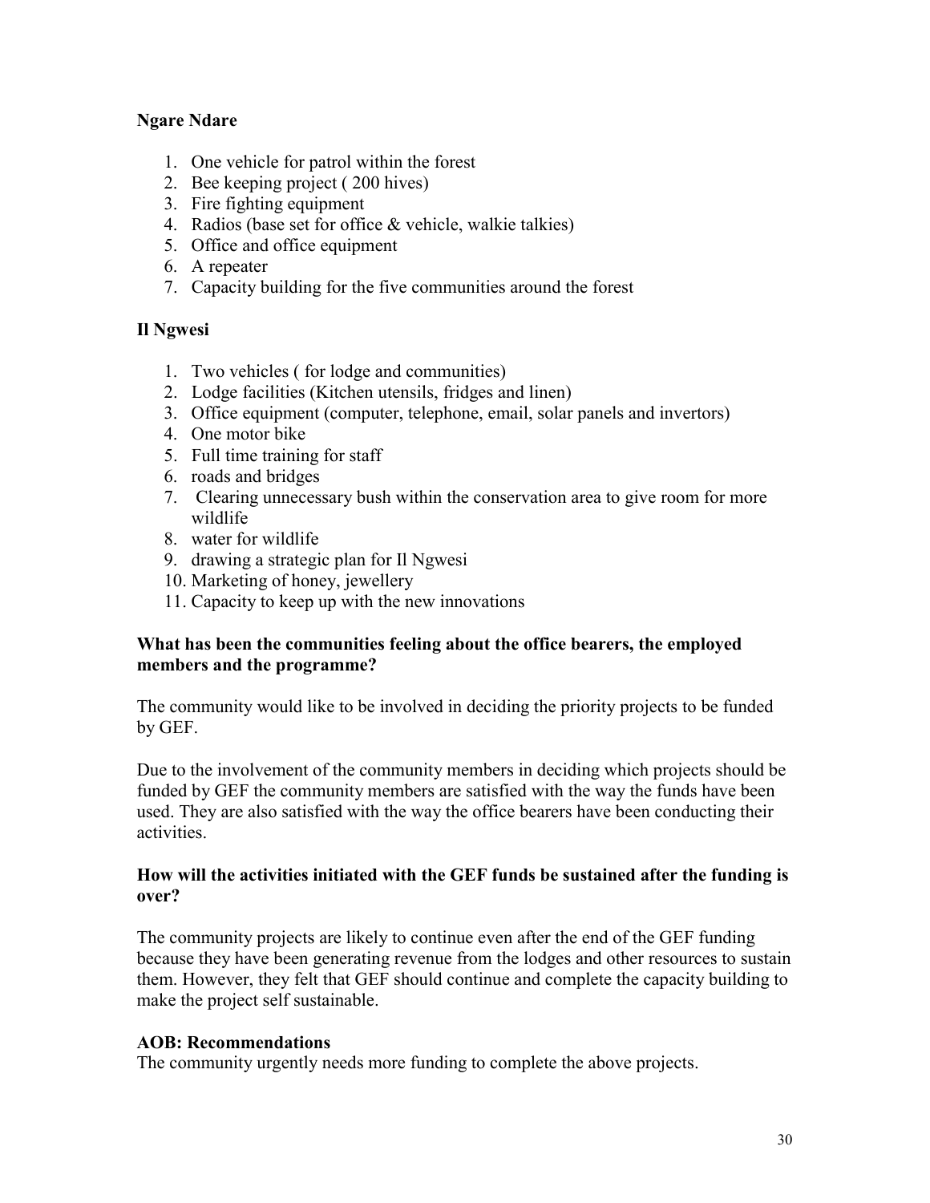**Ngare Ndare**

1. One vehicle for patrol within the forest
2. Bee keeping project ( 200 hives)
3. Fire fighting equipment
4. Radios (base set for office & vehicle, walkie talkies)
5. Office and office equipment
6. A repeater
7. Capacity building for the five communities around the forest

**Il Ngwesi**

1. Two vehicles ( for lodge and communities)
2. Lodge facilities (Kitchen utensils, fridges and linen)
3. Office equipment (computer, telephone, email, solar panels and invertors)
4. One motor bike
5. Full time training for staff
6. roads and bridges
7. Clearing unnecessary bush within the conservation area to give room for more wildlife
8. water for wildlife
9. drawing a strategic plan for Il Ngwesi
10. Marketing of honey, jewellery
11. Capacity to keep up with the new innovations

**What has been the communities feeling about the office bearers, the employed members and the programme?**

The community would like to be involved in deciding the priority projects to be funded by GEF.

Due to the involvement of the community members in deciding which projects should be funded by GEF the community members are satisfied with the way the funds have been used. They are also satisfied with the way the office bearers have been conducting their activities.

**How will the activities initiated with the GEF funds be sustained after the funding is over?**

The community projects are likely to continue even after the end of the GEF funding because they have been generating revenue from the lodges and other resources to sustain them. However, they felt that GEF should continue and complete the capacity building to make the project self sustainable.

**AOB: Recommendations**

The community urgently needs more funding to complete the above projects.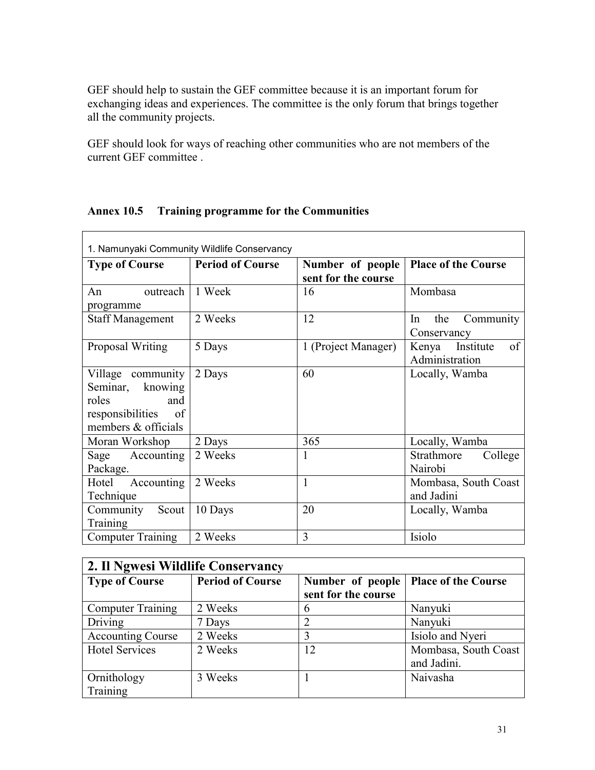GEF should help to sustain the GEF committee because it is an important forum for exchanging ideas and experiences. The committee is the only forum that brings together all the community projects.

GEF should look for ways of reaching other communities who are not members of the current GEF committee .

## Annex 10.5 Training programme for the Communities

| 1. Namunyaki Community Wildlife Conservancy | | | |
|---|---|---|---|
| **Type of Course** | **Period of Course** | **Number of people sent for the course** | **Place of the Course** |
| An outreach programme | 1 Week | 16 | Mombasa |
| Staff Management | 2 Weeks | 12 | In the Community Conservancy |
| Proposal Writing | 5 Days | 1 (Project Manager) | Kenya Institute of Administration |
| Village community Seminar, knowing roles and responsibilities of members & officials | 2 Days | 60 | Locally, Wamba |
| Moran Workshop | 2 Days | 365 | Locally, Wamba |
| Sage Accounting Package. | 2 Weeks | 1 | Strathmore College Nairobi |
| Hotel Accounting Technique | 2 Weeks | 1 | Mombasa, South Coast and Jadini |
| Community Scout Training | 10 Days | 20 | Locally, Wamba |
| Computer Training | 2 Weeks | 3 | Isiolo |

| **2. Il Ngwesi Wildlife Conservancy** | | | |
|---|---|---|---|
| **Type of Course** | **Period of Course** | **Number of people sent for the course** | **Place of the Course** |
| Computer Training | 2 Weeks | 6 | Nanyuki |
| Driving | 7 Days | 2 | Nanyuki |
| Accounting Course | 2 Weeks | 3 | Isiolo and Nyeri |
| Hotel Services | 2 Weeks | 12 | Mombasa, South Coast and Jadini. |
| Ornithology Training | 3 Weeks | 1 | Naivasha |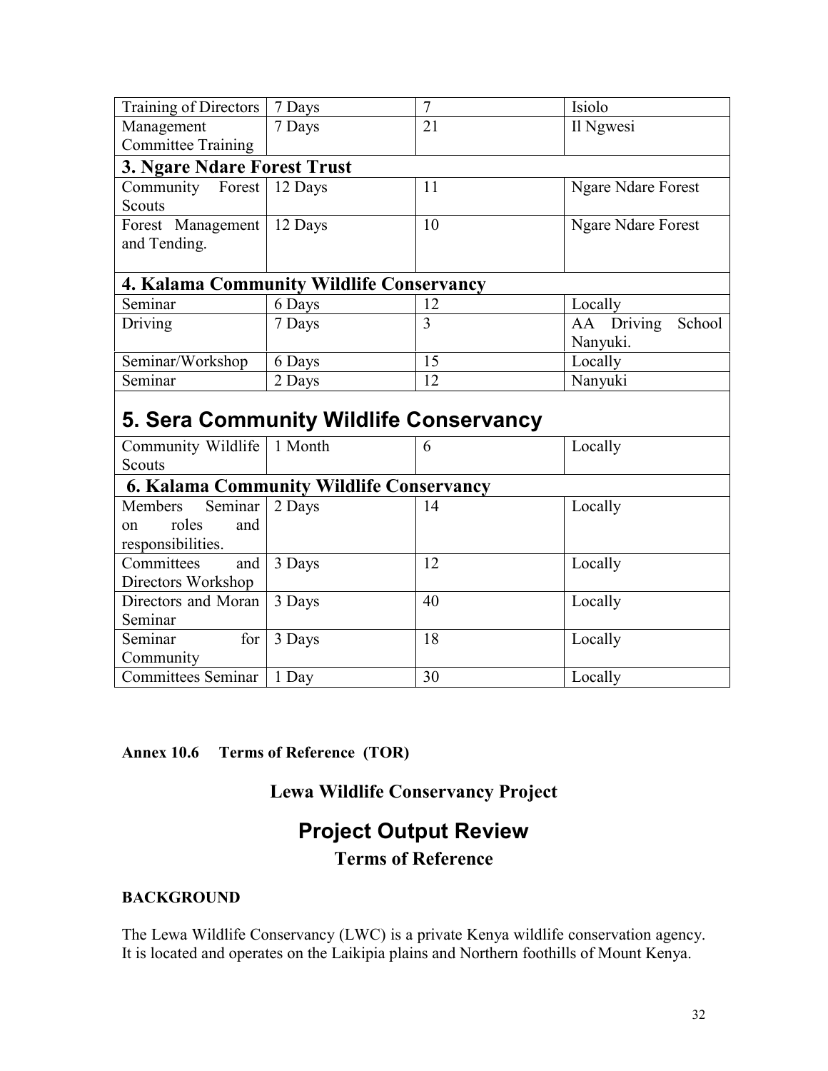| | | | |
|---|---|---|---|
| Training of Directors | 7 Days | 7 | Isiolo |
| Management Committee Training | 7 Days | 21 | Il Ngwesi |
| **3. Ngare Ndare Forest Trust** | | | |
| Community Forest Scouts | 12 Days | 11 | Ngare Ndare Forest |
| Forest Management and Tending. | 12 Days | 10 | Ngare Ndare Forest |
| **4. Kalama Community Wildlife Conservancy** | | | |
| Seminar | 6 Days | 12 | Locally |
| Driving | 7 Days | 3 | AA Driving School Nanyuki. |
| Seminar/Workshop | 6 Days | 15 | Locally |
| Seminar | 2 Days | 12 | Nanyuki |
| **5. Sera Community Wildlife Conservancy** | | | |
| Community Wildlife Scouts | 1 Month | 6 | Locally |
| **6. Kalama Community Wildlife Conservancy** | | | |
| Members Seminar on roles and responsibilities. | 2 Days | 14 | Locally |
| Committees and Directors Workshop | 3 Days | 12 | Locally |
| Directors and Moran Seminar | 3 Days | 40 | Locally |
| Seminar for Community | 3 Days | 18 | Locally |
| Committees Seminar | 1 Day | 30 | Locally |

**Annex 10.6 Terms of Reference (TOR)**

## Lewa Wildlife Conservancy Project

# Project Output Review

## Terms of Reference

**BACKGROUND**

The Lewa Wildlife Conservancy (LWC) is a private Kenya wildlife conservation agency. It is located and operates on the Laikipia plains and Northern foothills of Mount Kenya.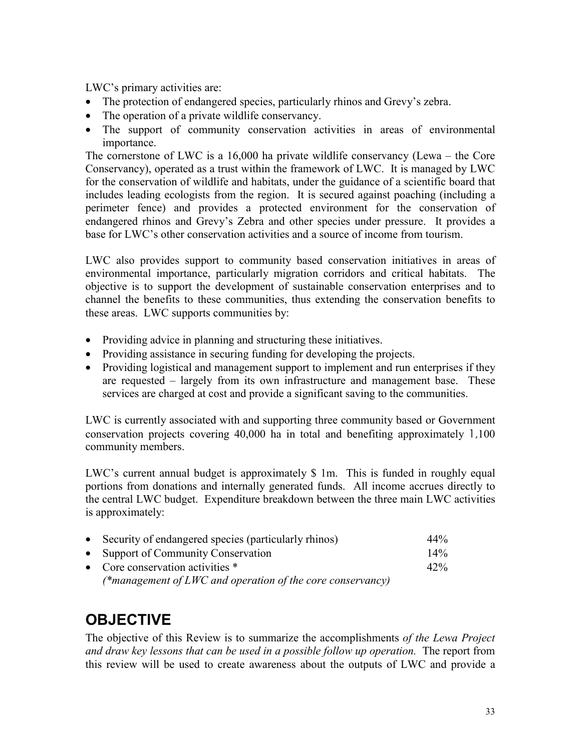LWC's primary activities are:

- The protection of endangered species, particularly rhinos and Grevy's zebra.
- The operation of a private wildlife conservancy.
- The support of community conservation activities in areas of environmental importance.

The cornerstone of LWC is a 16,000 ha private wildlife conservancy (Lewa – the Core Conservancy), operated as a trust within the framework of LWC. It is managed by LWC for the conservation of wildlife and habitats, under the guidance of a scientific board that includes leading ecologists from the region. It is secured against poaching (including a perimeter fence) and provides a protected environment for the conservation of endangered rhinos and Grevy's Zebra and other species under pressure. It provides a base for LWC's other conservation activities and a source of income from tourism.

LWC also provides support to community based conservation initiatives in areas of environmental importance, particularly migration corridors and critical habitats. The objective is to support the development of sustainable conservation enterprises and to channel the benefits to these communities, thus extending the conservation benefits to these areas. LWC supports communities by:

- Providing advice in planning and structuring these initiatives.
- Providing assistance in securing funding for developing the projects.
- Providing logistical and management support to implement and run enterprises if they are requested – largely from its own infrastructure and management base. These services are charged at cost and provide a significant saving to the communities.

LWC is currently associated with and supporting three community based or Government conservation projects covering 40,000 ha in total and benefiting approximately 1,100 community members.

LWC's current annual budget is approximately $ 1m. This is funded in roughly equal portions from donations and internally generated funds. All income accrues directly to the central LWC budget. Expenditure breakdown between the three main LWC activities is approximately:

- Security of endangered species (particularly rhinos) 44%
- Support of Community Conservation 14%
- Core conservation activities * 42%

  *(\*management of LWC and operation of the core conservancy)*

## OBJECTIVE

The objective of this Review is to summarize the accomplishments *of the Lewa Project and draw key lessons that can be used in a possible follow up operation.* The report from this review will be used to create awareness about the outputs of LWC and provide a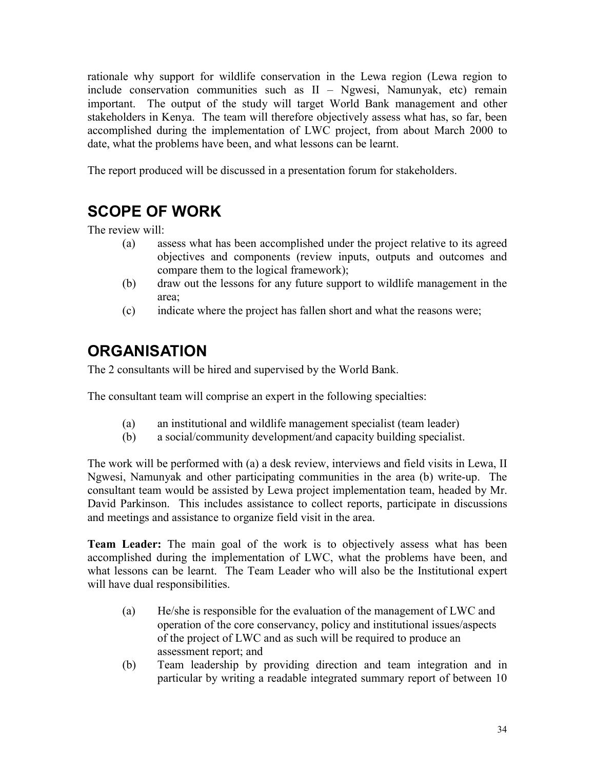rationale why support for wildlife conservation in the Lewa region (Lewa region to include conservation communities such as II – Ngwesi, Namunyak, etc) remain important. The output of the study will target World Bank management and other stakeholders in Kenya. The team will therefore objectively assess what has, so far, been accomplished during the implementation of LWC project, from about March 2000 to date, what the problems have been, and what lessons can be learnt.

The report produced will be discussed in a presentation forum for stakeholders.

## SCOPE OF WORK

The review will:

- (a) assess what has been accomplished under the project relative to its agreed objectives and components (review inputs, outputs and outcomes and compare them to the logical framework);
- (b) draw out the lessons for any future support to wildlife management in the area;
- (c) indicate where the project has fallen short and what the reasons were;

## ORGANISATION

The 2 consultants will be hired and supervised by the World Bank.

The consultant team will comprise an expert in the following specialties:

- (a) an institutional and wildlife management specialist (team leader)
- (b) a social/community development/and capacity building specialist.

The work will be performed with (a) a desk review, interviews and field visits in Lewa, II Ngwesi, Namunyak and other participating communities in the area (b) write-up. The consultant team would be assisted by Lewa project implementation team, headed by Mr. David Parkinson. This includes assistance to collect reports, participate in discussions and meetings and assistance to organize field visit in the area.

**Team Leader:** The main goal of the work is to objectively assess what has been accomplished during the implementation of LWC, what the problems have been, and what lessons can be learnt. The Team Leader who will also be the Institutional expert will have dual responsibilities.

- (a) He/she is responsible for the evaluation of the management of LWC and operation of the core conservancy, policy and institutional issues/aspects of the project of LWC and as such will be required to produce an assessment report; and
- (b) Team leadership by providing direction and team integration and in particular by writing a readable integrated summary report of between 10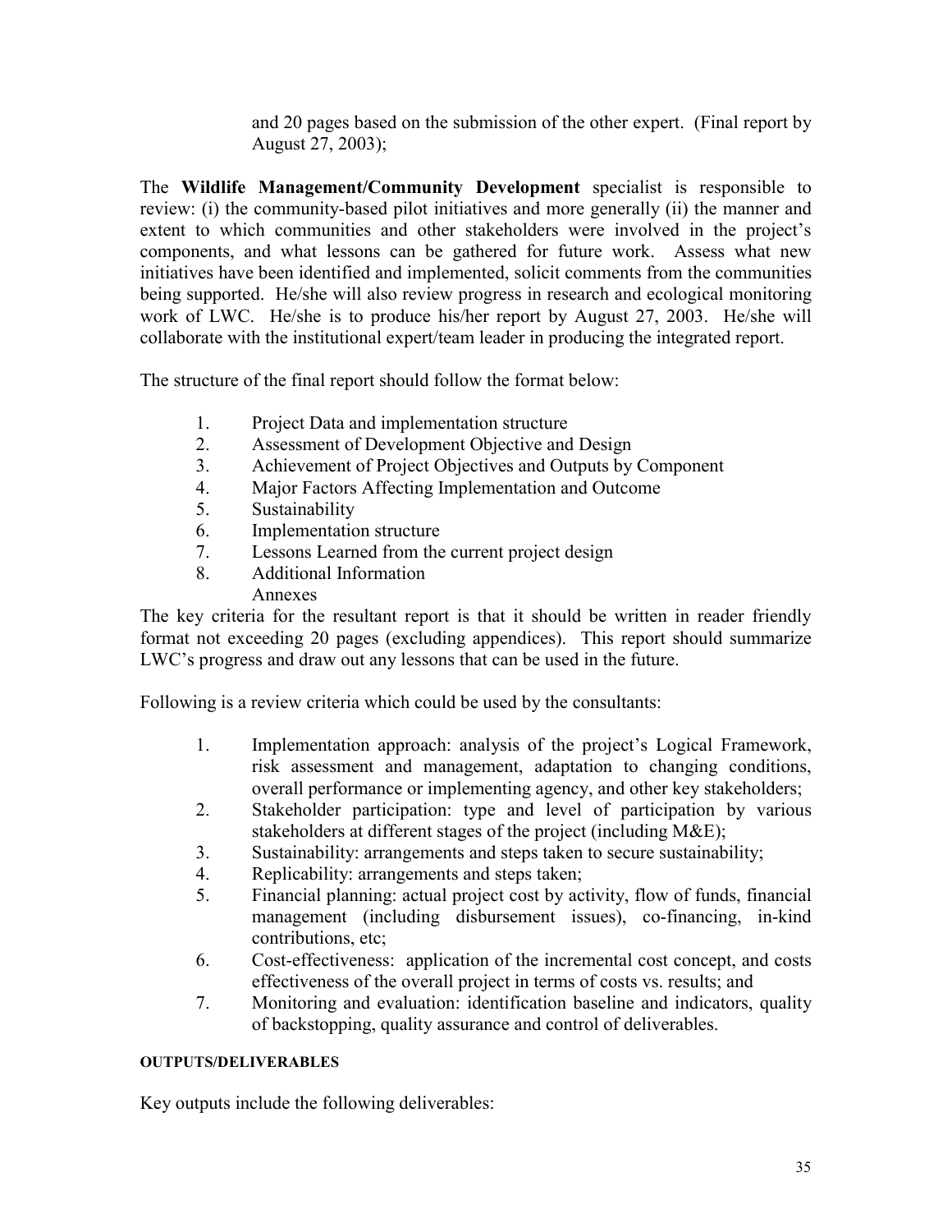and 20 pages based on the submission of the other expert. (Final report by August 27, 2003);

The **Wildlife Management/Community Development** specialist is responsible to review: (i) the community-based pilot initiatives and more generally (ii) the manner and extent to which communities and other stakeholders were involved in the project's components, and what lessons can be gathered for future work. Assess what new initiatives have been identified and implemented, solicit comments from the communities being supported. He/she will also review progress in research and ecological monitoring work of LWC. He/she is to produce his/her report by August 27, 2003. He/she will collaborate with the institutional expert/team leader in producing the integrated report.

The structure of the final report should follow the format below:

1. Project Data and implementation structure
2. Assessment of Development Objective and Design
3. Achievement of Project Objectives and Outputs by Component
4. Major Factors Affecting Implementation and Outcome
5. Sustainability
6. Implementation structure
7. Lessons Learned from the current project design
8. Additional Information

   Annexes

The key criteria for the resultant report is that it should be written in reader friendly format not exceeding 20 pages (excluding appendices). This report should summarize LWC's progress and draw out any lessons that can be used in the future.

Following is a review criteria which could be used by the consultants:

1. Implementation approach: analysis of the project's Logical Framework, risk assessment and management, adaptation to changing conditions, overall performance or implementing agency, and other key stakeholders;
2. Stakeholder participation: type and level of participation by various stakeholders at different stages of the project (including M&E);
3. Sustainability: arrangements and steps taken to secure sustainability;
4. Replicability: arrangements and steps taken;
5. Financial planning: actual project cost by activity, flow of funds, financial management (including disbursement issues), co-financing, in-kind contributions, etc;
6. Cost-effectiveness: application of the incremental cost concept, and costs effectiveness of the overall project in terms of costs vs. results; and
7. Monitoring and evaluation: identification baseline and indicators, quality of backstopping, quality assurance and control of deliverables.

#### OUTPUTS/DELIVERABLES

Key outputs include the following deliverables: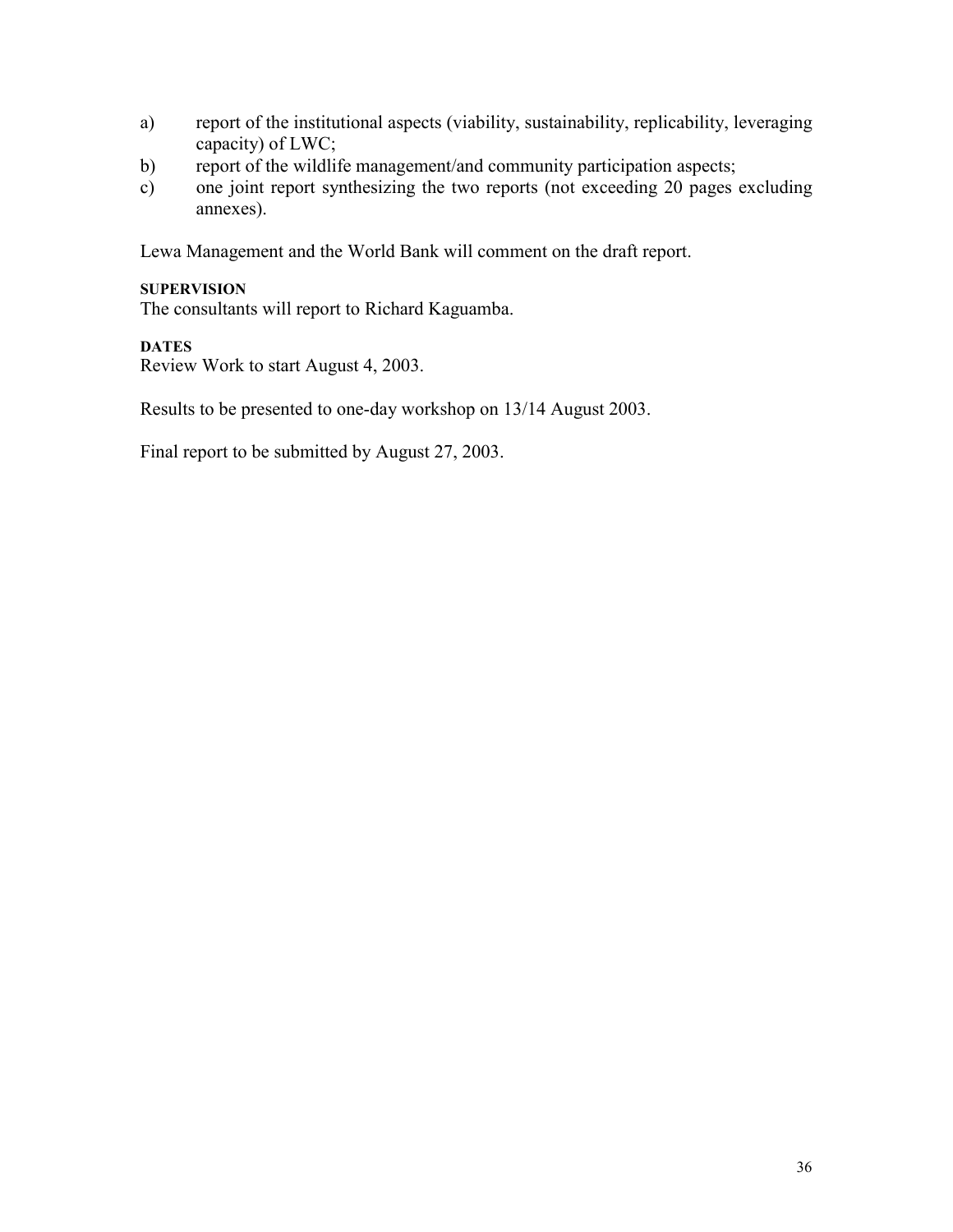a) report of the institutional aspects (viability, sustainability, replicability, leveraging capacity) of LWC;
b) report of the wildlife management/and community participation aspects;
c) one joint report synthesizing the two reports (not exceeding 20 pages excluding annexes).

Lewa Management and the World Bank will comment on the draft report.

**SUPERVISION**

The consultants will report to Richard Kaguamba.

**DATES**

Review Work to start August 4, 2003.

Results to be presented to one-day workshop on 13/14 August 2003.

Final report to be submitted by August 27, 2003.